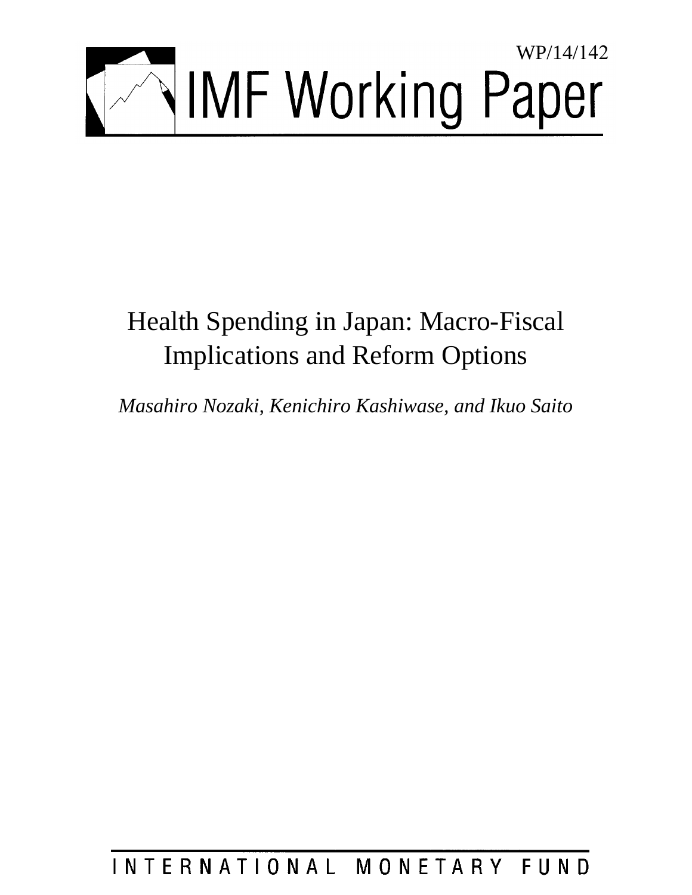WP/14/142

# IMF Working Paper

# Health Spending in Japan: Macro-Fiscal Implications and Reform Options

*Masahiro Nozaki, Kenichiro Kashiwase, and Ikuo Saito*

INTERNATIONAL MONETARY FUND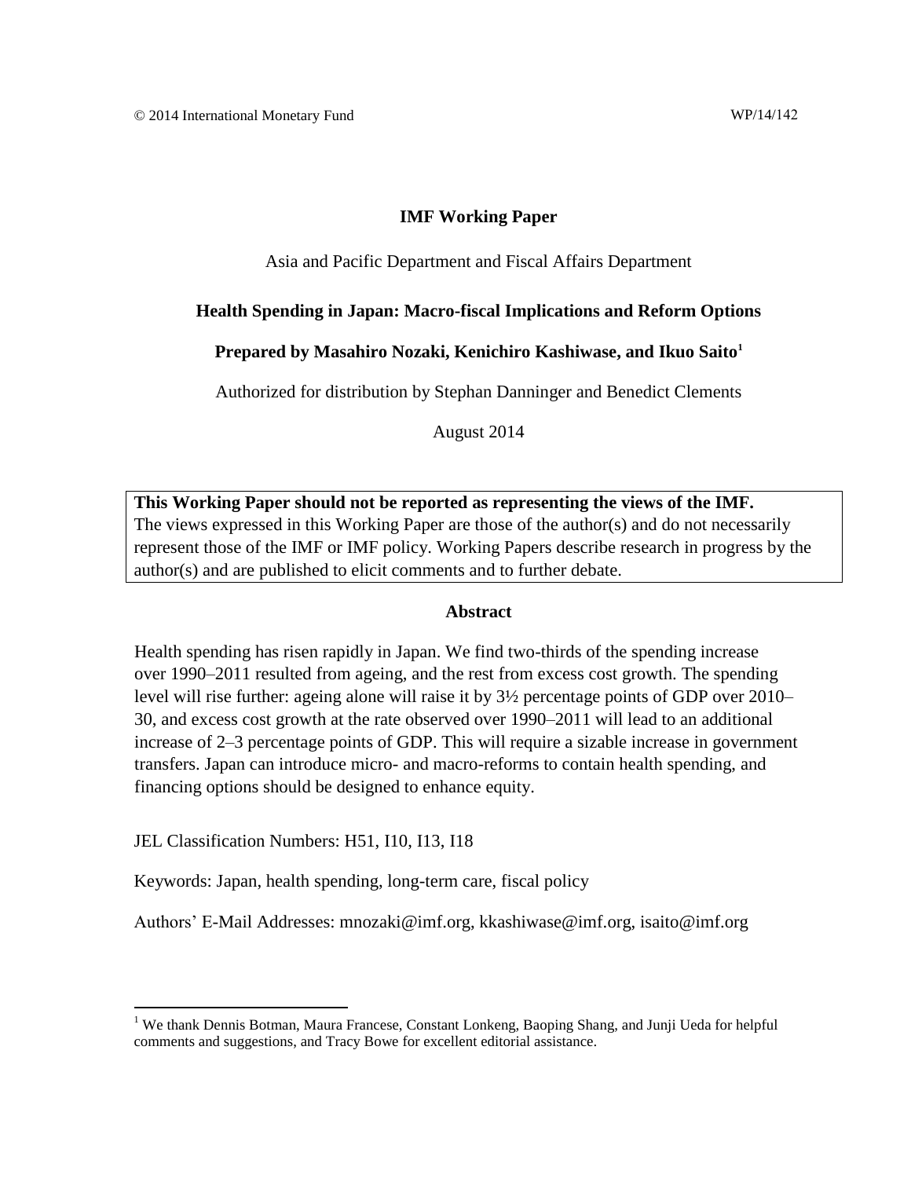© 2014 International Monetary Fund WP/14/142

**IMF Working Paper**

Asia and Pacific Department and Fiscal Affairs Department

**Health Spending in Japan: Macro-fiscal Implications and Reform Options**

**Prepared by Masahiro Nozaki, Kenichiro Kashiwase, and Ikuo Saito[1]**

Authorized for distribution by Stephan Danninger and Benedict Clements

August 2014

**This Working Paper should not be reported as representing the views of the IMF.**
The views expressed in this Working Paper are those of the author(s) and do not necessarily represent those of the IMF or IMF policy. Working Papers describe research in progress by the author(s) and are published to elicit comments and to further debate.

**Abstract**

Health spending has risen rapidly in Japan. We find two-thirds of the spending increase over 1990–2011 resulted from ageing, and the rest from excess cost growth. The spending level will rise further: ageing alone will raise it by 3½ percentage points of GDP over 2010–30, and excess cost growth at the rate observed over 1990–2011 will lead to an additional increase of 2–3 percentage points of GDP. This will require a sizable increase in government transfers. Japan can introduce micro- and macro-reforms to contain health spending, and financing options should be designed to enhance equity.

JEL Classification Numbers: H51, I10, I13, I18

Keywords: Japan, health spending, long-term care, fiscal policy

Authors' E-Mail Addresses: mnozaki@imf.org, kkashiwase@imf.org, isaito@imf.org

[1] We thank Dennis Botman, Maura Francese, Constant Lonkeng, Baoping Shang, and Junji Ueda for helpful comments and suggestions, and Tracy Bowe for excellent editorial assistance.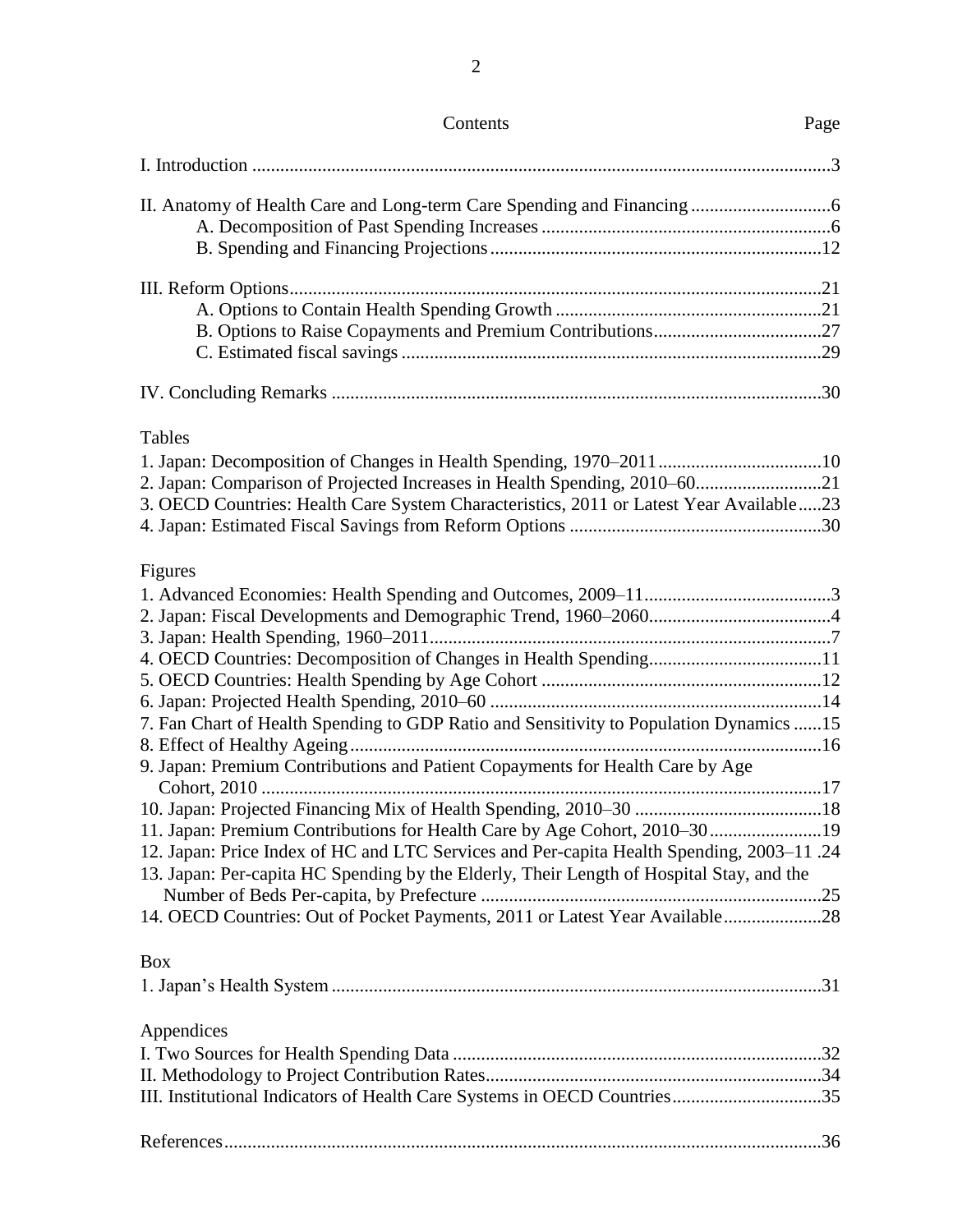Contents Page

I. Introduction ....3

II. Anatomy of Health Care and Long-term Care Spending and Financing ....6
- A. Decomposition of Past Spending Increases ....6
- B. Spending and Financing Projections ....12

III. Reform Options ....21
- A. Options to Contain Health Spending Growth ....21
- B. Options to Raise Copayments and Premium Contributions ....27
- C. Estimated fiscal savings ....29

IV. Concluding Remarks ....30

Tables

1. Japan: Decomposition of Changes in Health Spending, 1970–2011 ....10
2. Japan: Comparison of Projected Increases in Health Spending, 2010–60 ....21
3. OECD Countries: Health Care System Characteristics, 2011 or Latest Year Available ....23
4. Japan: Estimated Fiscal Savings from Reform Options ....30

Figures

1. Advanced Economies: Health Spending and Outcomes, 2009–11 ....3
2. Japan: Fiscal Developments and Demographic Trend, 1960–2060 ....4
3. Japan: Health Spending, 1960–2011 ....7
4. OECD Countries: Decomposition of Changes in Health Spending ....11
5. OECD Countries: Health Spending by Age Cohort ....12
6. Japan: Projected Health Spending, 2010–60 ....14
7. Fan Chart of Health Spending to GDP Ratio and Sensitivity to Population Dynamics ....15
8. Effect of Healthy Ageing ....16
9. Japan: Premium Contributions and Patient Copayments for Health Care by Age Cohort, 2010 ....17
10. Japan: Projected Financing Mix of Health Spending, 2010–30 ....18
11. Japan: Premium Contributions for Health Care by Age Cohort, 2010–30 ....19
12. Japan: Price Index of HC and LTC Services and Per-capita Health Spending, 2003–11 ....24
13. Japan: Per-capita HC Spending by the Elderly, Their Length of Hospital Stay, and the Number of Beds Per-capita, by Prefecture ....25
14. OECD Countries: Out of Pocket Payments, 2011 or Latest Year Available ....28

Box

1. Japan's Health System ....31

Appendices

I. Two Sources for Health Spending Data ....32
II. Methodology to Project Contribution Rates ....34
III. Institutional Indicators of Health Care Systems in OECD Countries ....35

References ....36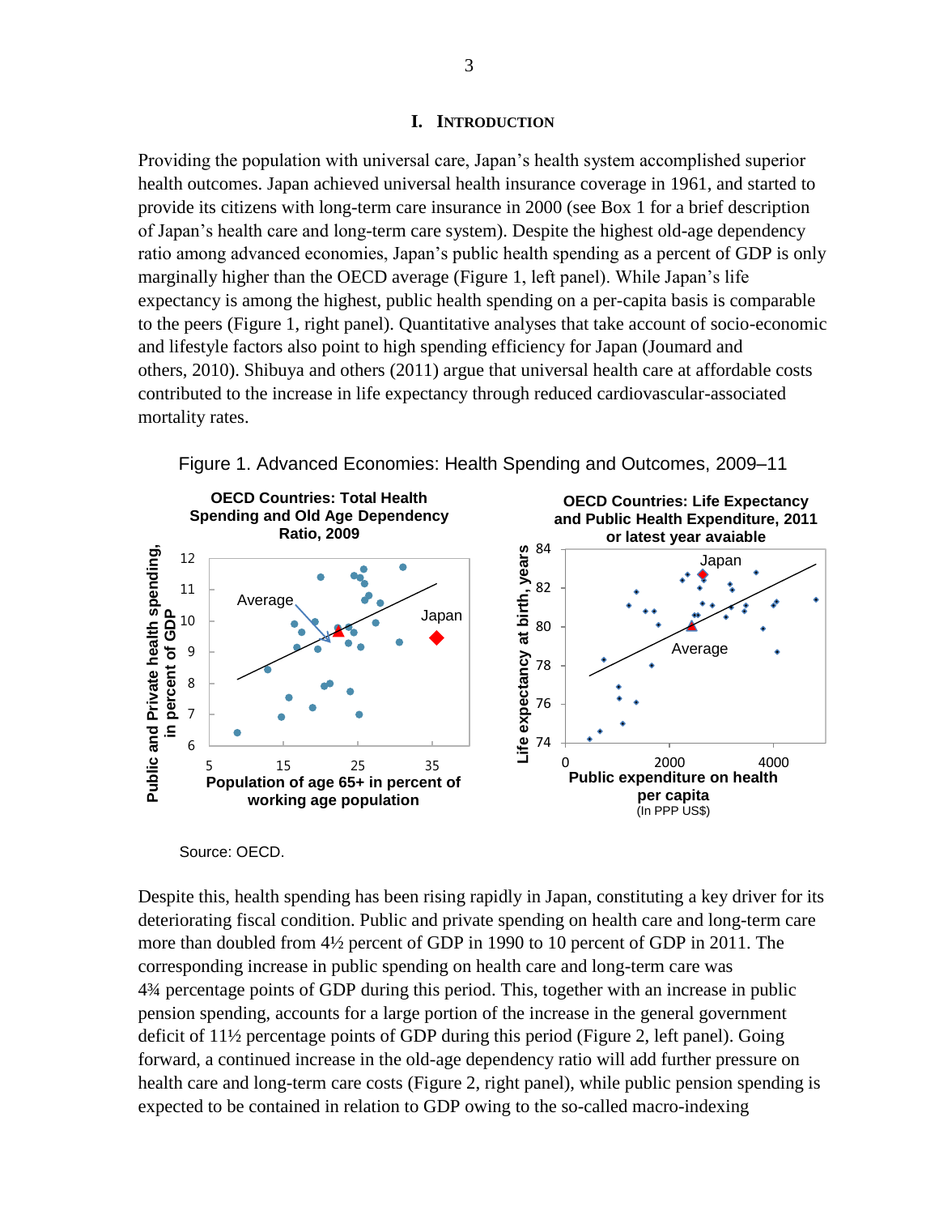## I. Introduction

Providing the population with universal care, Japan's health system accomplished superior health outcomes. Japan achieved universal health insurance coverage in 1961, and started to provide its citizens with long-term care insurance in 2000 (see Box 1 for a brief description of Japan's health care and long-term care system). Despite the highest old-age dependency ratio among advanced economies, Japan's public health spending as a percent of GDP is only marginally higher than the OECD average (Figure 1, left panel). While Japan's life expectancy is among the highest, public health spending on a per-capita basis is comparable to the peers (Figure 1, right panel). Quantitative analyses that take account of socio-economic and lifestyle factors also point to high spending efficiency for Japan (Joumard and others, 2010). Shibuya and others (2011) argue that universal health care at affordable costs contributed to the increase in life expectancy through reduced cardiovascular-associated mortality rates.

Figure 1. Advanced Economies: Health Spending and Outcomes, 2009–11

Source: OECD.

Despite this, health spending has been rising rapidly in Japan, constituting a key driver for its deteriorating fiscal condition. Public and private spending on health care and long-term care more than doubled from 4½ percent of GDP in 1990 to 10 percent of GDP in 2011. The corresponding increase in public spending on health care and long-term care was 4¾ percentage points of GDP during this period. This, together with an increase in public pension spending, accounts for a large portion of the increase in the general government deficit of 11½ percentage points of GDP during this period (Figure 2, left panel). Going forward, a continued increase in the old-age dependency ratio will add further pressure on health care and long-term care costs (Figure 2, right panel), while public pension spending is expected to be contained in relation to GDP owing to the so-called macro-indexing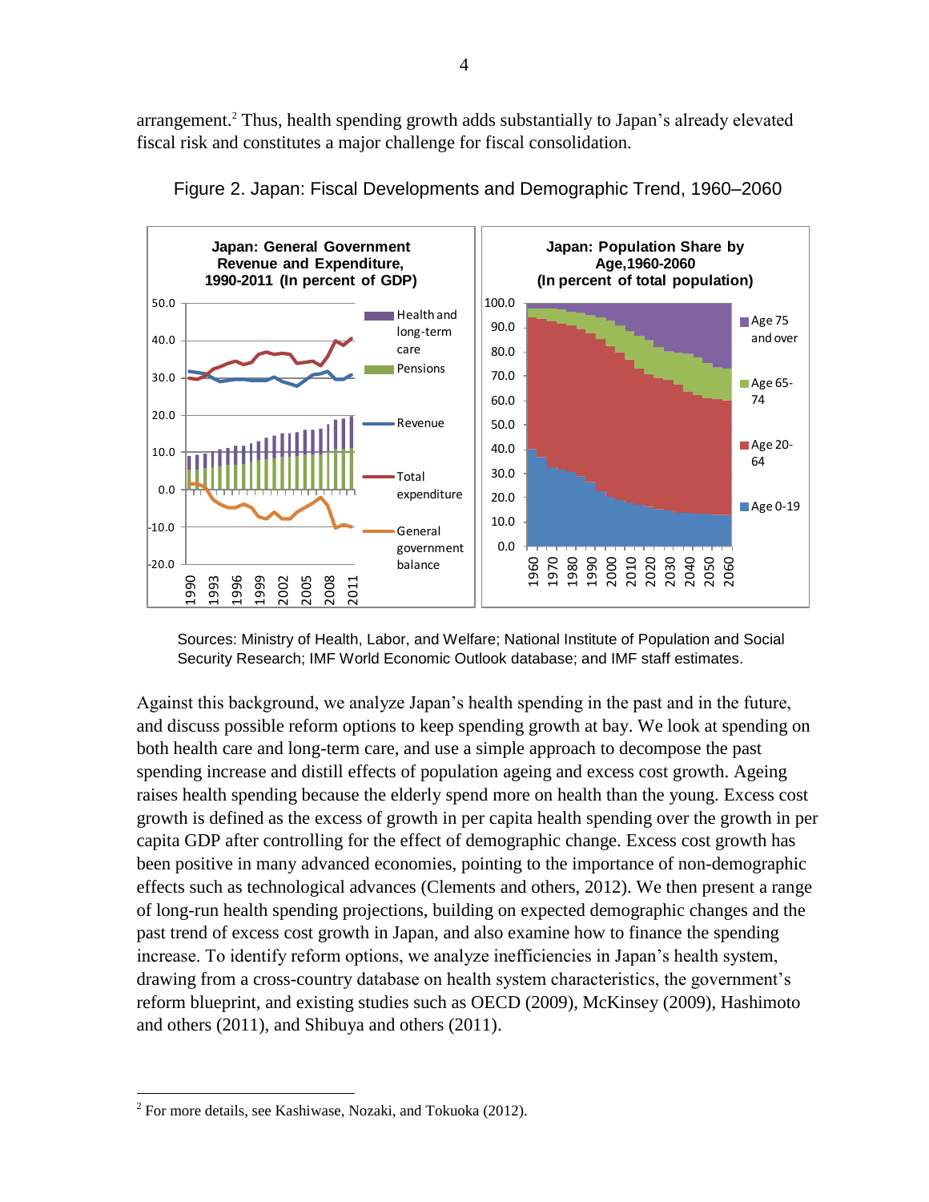arrangement.[2] Thus, health spending growth adds substantially to Japan's already elevated fiscal risk and constitutes a major challenge for fiscal consolidation.

Figure 2. Japan: Fiscal Developments and Demographic Trend, 1960–2060

Sources: Ministry of Health, Labor, and Welfare; National Institute of Population and Social Security Research; IMF World Economic Outlook database; and IMF staff estimates.

Against this background, we analyze Japan's health spending in the past and in the future, and discuss possible reform options to keep spending growth at bay. We look at spending on both health care and long-term care, and use a simple approach to decompose the past spending increase and distill effects of population ageing and excess cost growth. Ageing raises health spending because the elderly spend more on health than the young. Excess cost growth is defined as the excess of growth in per capita health spending over the growth in per capita GDP after controlling for the effect of demographic change. Excess cost growth has been positive in many advanced economies, pointing to the importance of non-demographic effects such as technological advances (Clements and others, 2012). We then present a range of long-run health spending projections, building on expected demographic changes and the past trend of excess cost growth in Japan, and also examine how to finance the spending increase. To identify reform options, we analyze inefficiencies in Japan's health system, drawing from a cross-country database on health system characteristics, the government's reform blueprint, and existing studies such as OECD (2009), McKinsey (2009), Hashimoto and others (2011), and Shibuya and others (2011).

[2] For more details, see Kashiwase, Nozaki, and Tokuoka (2012).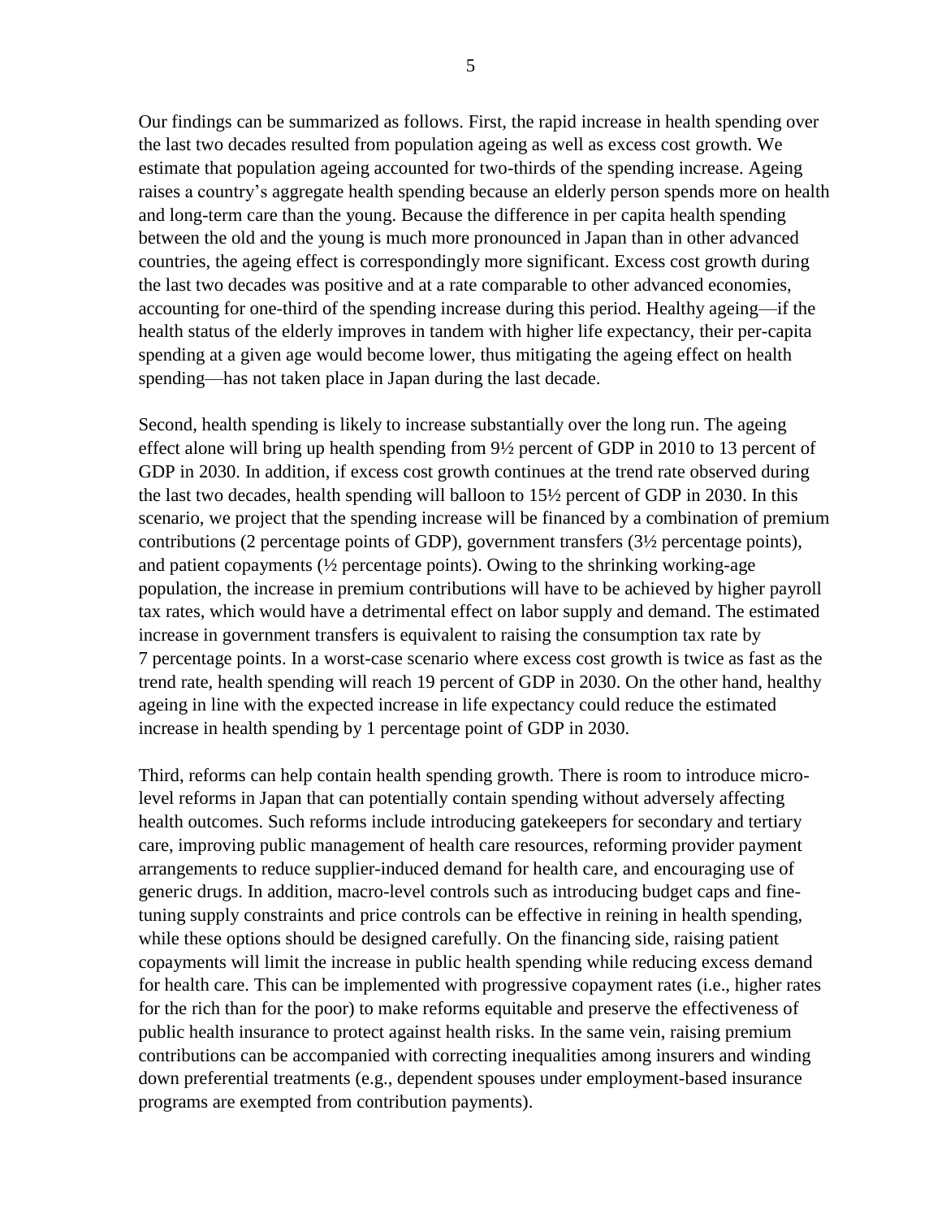Our findings can be summarized as follows. First, the rapid increase in health spending over the last two decades resulted from population ageing as well as excess cost growth. We estimate that population ageing accounted for two-thirds of the spending increase. Ageing raises a country's aggregate health spending because an elderly person spends more on health and long-term care than the young. Because the difference in per capita health spending between the old and the young is much more pronounced in Japan than in other advanced countries, the ageing effect is correspondingly more significant. Excess cost growth during the last two decades was positive and at a rate comparable to other advanced economies, accounting for one-third of the spending increase during this period. Healthy ageing—if the health status of the elderly improves in tandem with higher life expectancy, their per-capita spending at a given age would become lower, thus mitigating the ageing effect on health spending—has not taken place in Japan during the last decade.

Second, health spending is likely to increase substantially over the long run. The ageing effect alone will bring up health spending from 9½ percent of GDP in 2010 to 13 percent of GDP in 2030. In addition, if excess cost growth continues at the trend rate observed during the last two decades, health spending will balloon to 15½ percent of GDP in 2030. In this scenario, we project that the spending increase will be financed by a combination of premium contributions (2 percentage points of GDP), government transfers (3½ percentage points), and patient copayments (½ percentage points). Owing to the shrinking working-age population, the increase in premium contributions will have to be achieved by higher payroll tax rates, which would have a detrimental effect on labor supply and demand. The estimated increase in government transfers is equivalent to raising the consumption tax rate by 7 percentage points. In a worst-case scenario where excess cost growth is twice as fast as the trend rate, health spending will reach 19 percent of GDP in 2030. On the other hand, healthy ageing in line with the expected increase in life expectancy could reduce the estimated increase in health spending by 1 percentage point of GDP in 2030.

Third, reforms can help contain health spending growth. There is room to introduce micro-level reforms in Japan that can potentially contain spending without adversely affecting health outcomes. Such reforms include introducing gatekeepers for secondary and tertiary care, improving public management of health care resources, reforming provider payment arrangements to reduce supplier-induced demand for health care, and encouraging use of generic drugs. In addition, macro-level controls such as introducing budget caps and fine-tuning supply constraints and price controls can be effective in reining in health spending, while these options should be designed carefully. On the financing side, raising patient copayments will limit the increase in public health spending while reducing excess demand for health care. This can be implemented with progressive copayment rates (i.e., higher rates for the rich than for the poor) to make reforms equitable and preserve the effectiveness of public health insurance to protect against health risks. In the same vein, raising premium contributions can be accompanied with correcting inequalities among insurers and winding down preferential treatments (e.g., dependent spouses under employment-based insurance programs are exempted from contribution payments).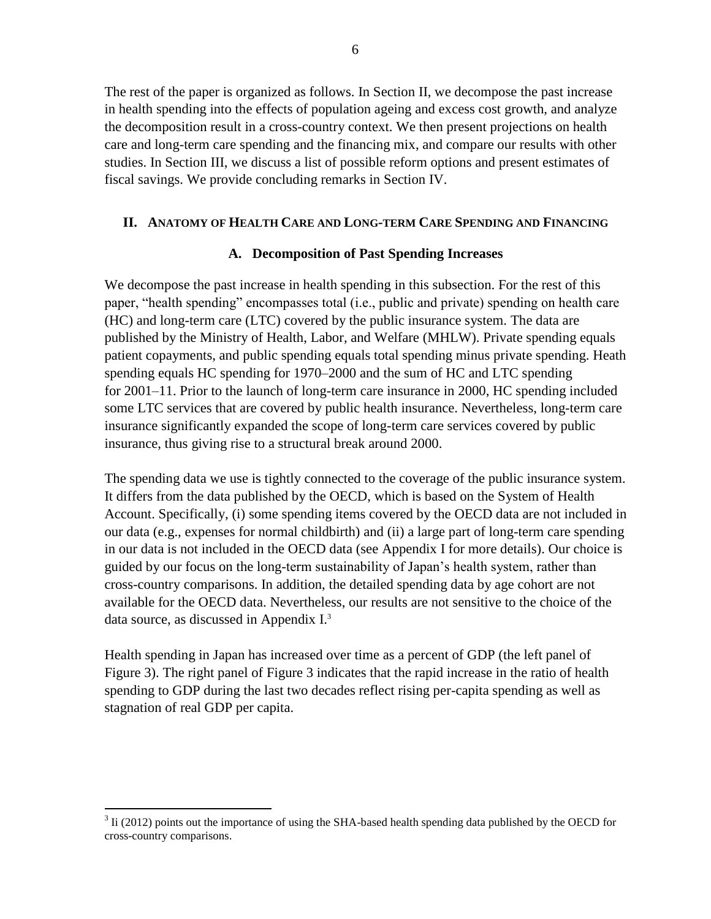The rest of the paper is organized as follows. In Section II, we decompose the past increase in health spending into the effects of population ageing and excess cost growth, and analyze the decomposition result in a cross-country context. We then present projections on health care and long-term care spending and the financing mix, and compare our results with other studies. In Section III, we discuss a list of possible reform options and present estimates of fiscal savings. We provide concluding remarks in Section IV.

## II. Anatomy of Health Care and Long-term Care Spending and Financing

### A. Decomposition of Past Spending Increases

We decompose the past increase in health spending in this subsection. For the rest of this paper, "health spending" encompasses total (i.e., public and private) spending on health care (HC) and long-term care (LTC) covered by the public insurance system. The data are published by the Ministry of Health, Labor, and Welfare (MHLW). Private spending equals patient copayments, and public spending equals total spending minus private spending. Heath spending equals HC spending for 1970–2000 and the sum of HC and LTC spending for 2001–11. Prior to the launch of long-term care insurance in 2000, HC spending included some LTC services that are covered by public health insurance. Nevertheless, long-term care insurance significantly expanded the scope of long-term care services covered by public insurance, thus giving rise to a structural break around 2000.

The spending data we use is tightly connected to the coverage of the public insurance system. It differs from the data published by the OECD, which is based on the System of Health Account. Specifically, (i) some spending items covered by the OECD data are not included in our data (e.g., expenses for normal childbirth) and (ii) a large part of long-term care spending in our data is not included in the OECD data (see Appendix I for more details). Our choice is guided by our focus on the long-term sustainability of Japan's health system, rather than cross-country comparisons. In addition, the detailed spending data by age cohort are not available for the OECD data. Nevertheless, our results are not sensitive to the choice of the data source, as discussed in Appendix I.[3]

Health spending in Japan has increased over time as a percent of GDP (the left panel of Figure 3). The right panel of Figure 3 indicates that the rapid increase in the ratio of health spending to GDP during the last two decades reflect rising per-capita spending as well as stagnation of real GDP per capita.

---

[3] Ii (2012) points out the importance of using the SHA-based health spending data published by the OECD for cross-country comparisons.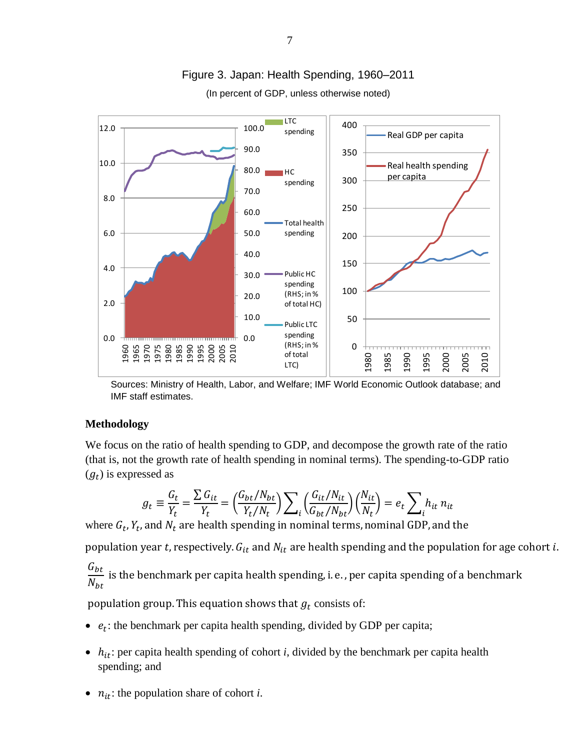Figure 3. Japan: Health Spending, 1960–2011

(In percent of GDP, unless otherwise noted)

Sources: Ministry of Health, Labor, and Welfare; IMF World Economic Outlook database; and IMF staff estimates.

**Methodology**

We focus on the ratio of health spending to GDP, and decompose the growth rate of the ratio (that is, not the growth rate of health spending in nominal terms). The spending-to-GDP ratio ($g_t$) is expressed as

$$g_t \equiv \frac{G_t}{Y_t} = \frac{\sum G_{it}}{Y_t} = \left(\frac{G_{bt}/N_{bt}}{Y_t/N_t}\right)\sum_i \left(\frac{G_{it}/N_{it}}{G_{bt}/N_{bt}}\right)\left(\frac{N_{it}}{N_t}\right) = e_t \sum_i h_{it}\, n_{it}$$

where $G_t$, $Y_t$, and $N_t$ are health spending in nominal terms, nominal GDP, and the population year $t$, respectively. $G_{it}$ and $N_{it}$ are health spending and the population for age cohort $i$. $\frac{G_{bt}}{N_{bt}}$ is the benchmark per capita health spending, i.e., per capita spending of a benchmark population group. This equation shows that $g_t$ consists of:

- $e_t$: the benchmark per capita health spending, divided by GDP per capita;
- $h_{it}$: per capita health spending of cohort $i$, divided by the benchmark per capita health spending; and
- $n_{it}$: the population share of cohort $i$.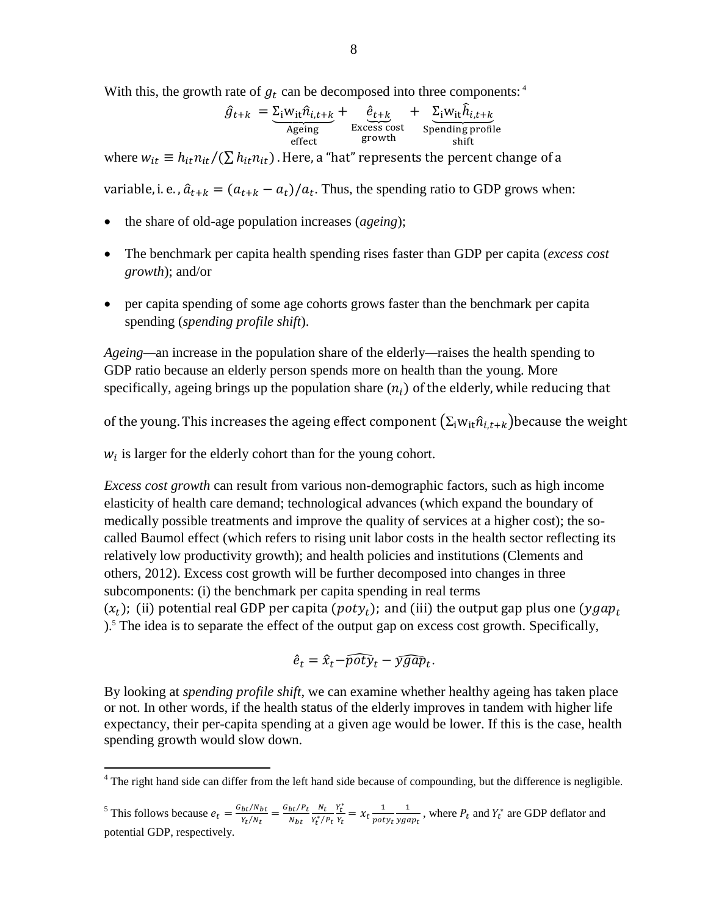With this, the growth rate of $g_t$ can be decomposed into three components:[4]

$$\hat{g}_{t+k} = \underbrace{\Sigma_i w_{it}\hat{n}_{i,t+k}}_{\substack{\text{Ageing} \\ \text{effect}}} + \underbrace{\hat{e}_{t+k}}_{\substack{\text{Excess cost} \\ \text{growth}}} + \underbrace{\Sigma_i w_{it}\hat{h}_{i,t+k}}_{\substack{\text{Spending profile} \\ \text{shift}}}$$

where $w_{it} \equiv h_{it}n_{it}/(\sum h_{it}n_{it})$. Here, a "hat" represents the percent change of a variable, i.e., $\hat{a}_{t+k} = (a_{t+k} - a_t)/a_t$. Thus, the spending ratio to GDP grows when:

- the share of old-age population increases (*ageing*);
- The benchmark per capita health spending rises faster than GDP per capita (*excess cost growth*); and/or
- per capita spending of some age cohorts grows faster than the benchmark per capita spending (*spending profile shift*).

*Ageing*—an increase in the population share of the elderly—raises the health spending to GDP ratio because an elderly person spends more on health than the young. More specifically, ageing brings up the population share ($n_i$) of the elderly, while reducing that of the young. This increases the ageing effect component ($\Sigma_i w_{it}\hat{n}_{i,t+k}$) because the weight $w_i$ is larger for the elderly cohort than for the young cohort.

*Excess cost growth* can result from various non-demographic factors, such as high income elasticity of health care demand; technological advances (which expand the boundary of medically possible treatments and improve the quality of services at a higher cost); the so-called Baumol effect (which refers to rising unit labor costs in the health sector reflecting its relatively low productivity growth); and health policies and institutions (Clements and others, 2012). Excess cost growth will be further decomposed into changes in three subcomponents: (i) the benchmark per capita spending in real terms ($x_t$); (ii) potential real GDP per capita ($poty_t$); and (iii) the output gap plus one ($ygap_t$).[5] The idea is to separate the effect of the output gap on excess cost growth. Specifically,

$$\hat{e}_t = \hat{x}_t - \widehat{poty}_t - \widehat{ygap}_t.$$

By looking at *spending profile shift*, we can examine whether healthy ageing has taken place or not. In other words, if the health status of the elderly improves in tandem with higher life expectancy, their per-capita spending at a given age would be lower. If this is the case, health spending growth would slow down.

---

[4] The right hand side can differ from the left hand side because of compounding, but the difference is negligible.

[5] This follows because $e_t = \frac{G_{bt}/N_{bt}}{Y_t/N_t} = \frac{G_{bt}/P_t}{N_{bt}} \frac{N_t}{Y_t^*/P_t} \frac{Y_t^*}{Y_t} = x_t \frac{1}{poty_t} \frac{1}{ygap_t}$, where $P_t$ and $Y_t^*$ are GDP deflator and potential GDP, respectively.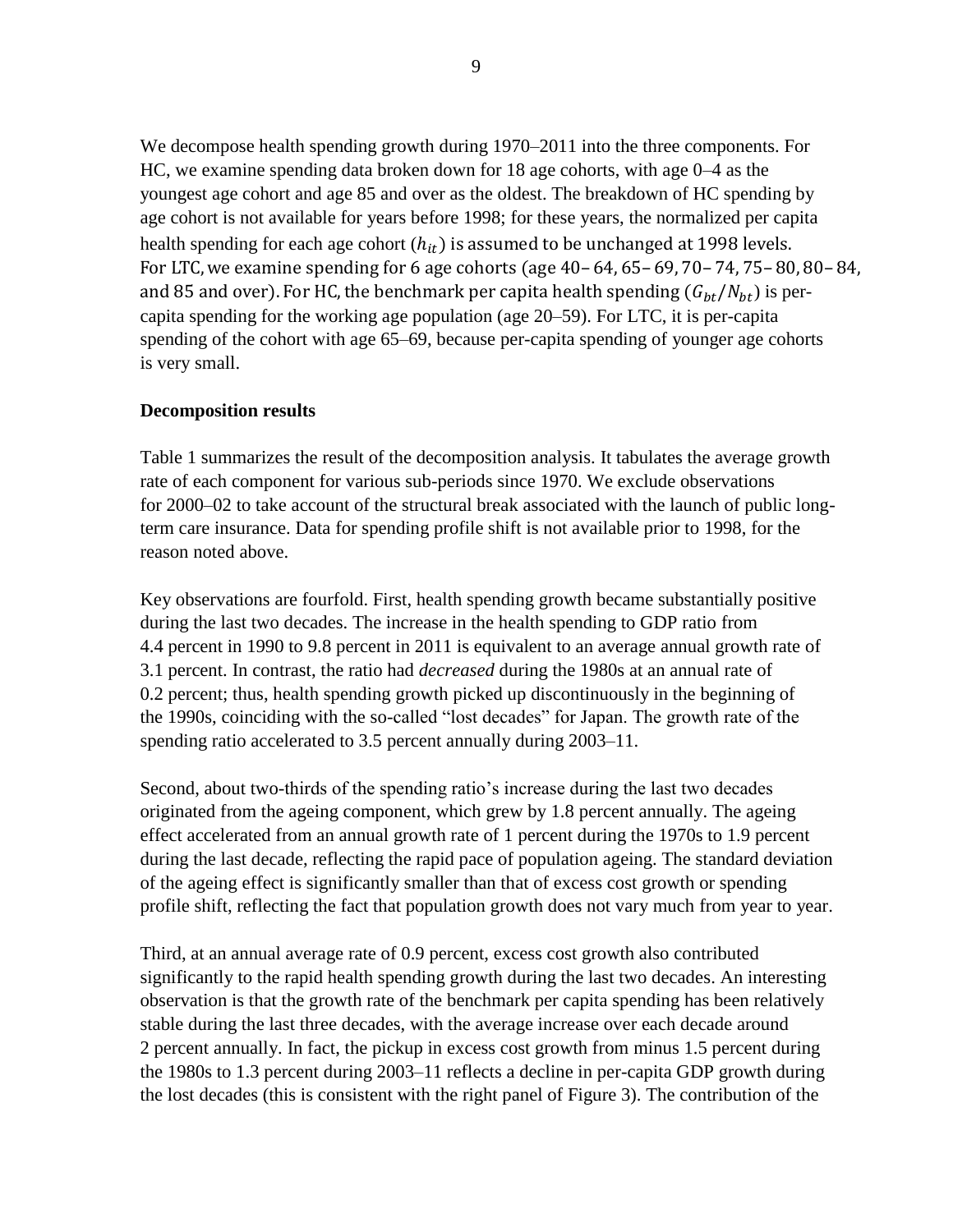We decompose health spending growth during 1970–2011 into the three components. For HC, we examine spending data broken down for 18 age cohorts, with age 0–4 as the youngest age cohort and age 85 and over as the oldest. The breakdown of HC spending by age cohort is not available for years before 1998; for these years, the normalized per capita health spending for each age cohort ($h_{it}$) is assumed to be unchanged at 1998 levels. For LTC, we examine spending for 6 age cohorts (age 40–64, 65–69, 70–74, 75–80, 80–84, and 85 and over). For HC, the benchmark per capita health spending ($G_{bt}/N_{bt}$) is per-capita spending for the working age population (age 20–59). For LTC, it is per-capita spending of the cohort with age 65–69, because per-capita spending of younger age cohorts is very small.

**Decomposition results**

Table 1 summarizes the result of the decomposition analysis. It tabulates the average growth rate of each component for various sub-periods since 1970. We exclude observations for 2000–02 to take account of the structural break associated with the launch of public long-term care insurance. Data for spending profile shift is not available prior to 1998, for the reason noted above.

Key observations are fourfold. First, health spending growth became substantially positive during the last two decades. The increase in the health spending to GDP ratio from 4.4 percent in 1990 to 9.8 percent in 2011 is equivalent to an average annual growth rate of 3.1 percent. In contrast, the ratio had *decreased* during the 1980s at an annual rate of 0.2 percent; thus, health spending growth picked up discontinuously in the beginning of the 1990s, coinciding with the so-called "lost decades" for Japan. The growth rate of the spending ratio accelerated to 3.5 percent annually during 2003–11.

Second, about two-thirds of the spending ratio's increase during the last two decades originated from the ageing component, which grew by 1.8 percent annually. The ageing effect accelerated from an annual growth rate of 1 percent during the 1970s to 1.9 percent during the last decade, reflecting the rapid pace of population ageing. The standard deviation of the ageing effect is significantly smaller than that of excess cost growth or spending profile shift, reflecting the fact that population growth does not vary much from year to year.

Third, at an annual average rate of 0.9 percent, excess cost growth also contributed significantly to the rapid health spending growth during the last two decades. An interesting observation is that the growth rate of the benchmark per capita spending has been relatively stable during the last three decades, with the average increase over each decade around 2 percent annually. In fact, the pickup in excess cost growth from minus 1.5 percent during the 1980s to 1.3 percent during 2003–11 reflects a decline in per-capita GDP growth during the lost decades (this is consistent with the right panel of Figure 3). The contribution of the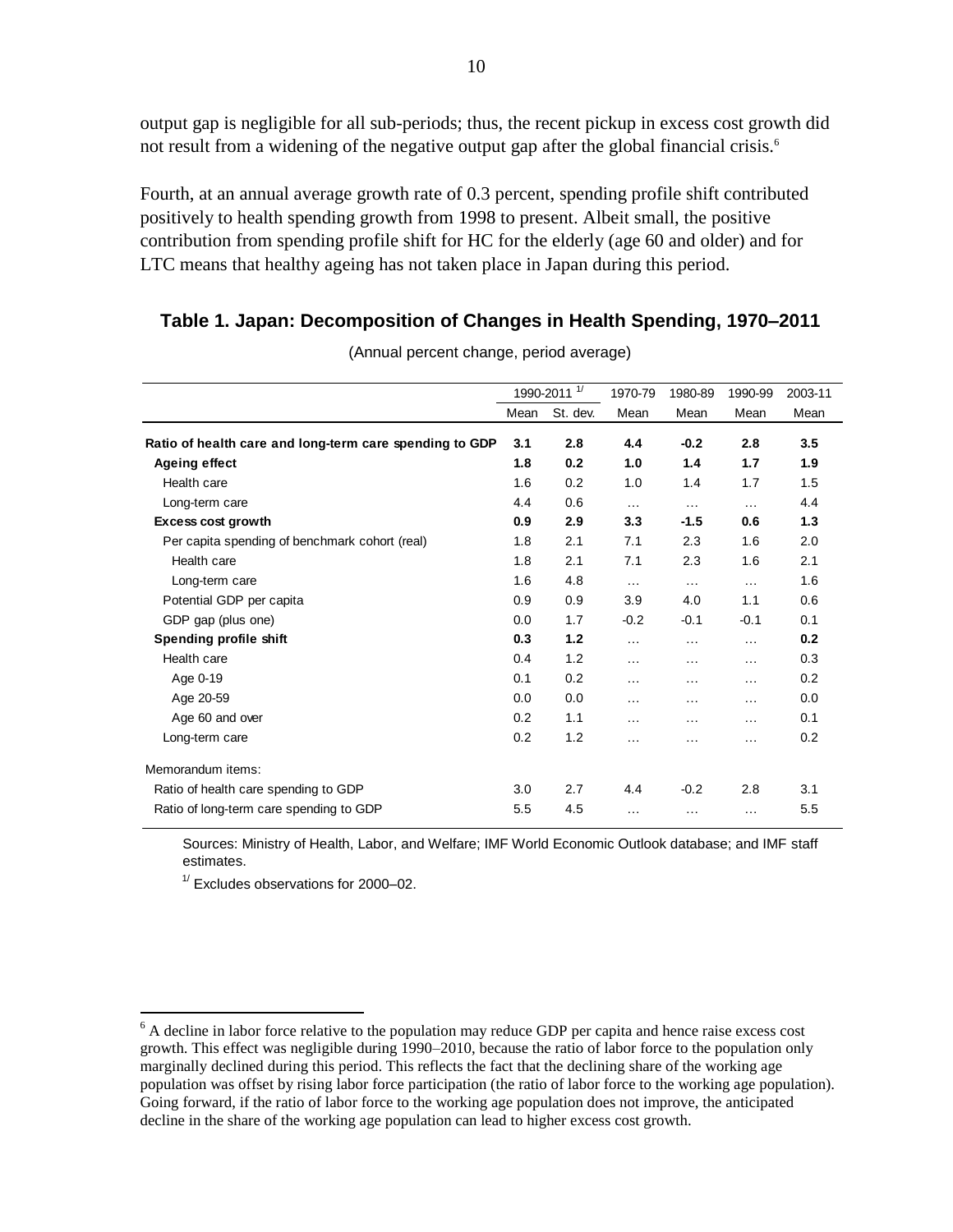output gap is negligible for all sub-periods; thus, the recent pickup in excess cost growth did not result from a widening of the negative output gap after the global financial crisis.[6]

Fourth, at an annual average growth rate of 0.3 percent, spending profile shift contributed positively to health spending growth from 1998 to present. Albeit small, the positive contribution from spending profile shift for HC for the elderly (age 60 and older) and for LTC means that healthy ageing has not taken place in Japan during this period.

**Table 1. Japan: Decomposition of Changes in Health Spending, 1970–2011**

(Annual percent change, period average)

| | 1990-2011 [1/] | | 1970-79 | 1980-89 | 1990-99 | 2003-11 |
|---|---|---|---|---|---|---|
| | Mean | St. dev. | Mean | Mean | Mean | Mean |
| **Ratio of health care and long-term care spending to GDP** | **3.1** | **2.8** | **4.4** | **-0.2** | **2.8** | **3.5** |
| **Ageing effect** | **1.8** | **0.2** | **1.0** | **1.4** | **1.7** | **1.9** |
| Health care | 1.6 | 0.2 | 1.0 | 1.4 | 1.7 | 1.5 |
| Long-term care | 4.4 | 0.6 | … | … | … | 4.4 |
| **Excess cost growth** | **0.9** | **2.9** | **3.3** | **-1.5** | **0.6** | **1.3** |
| Per capita spending of benchmark cohort (real) | 1.8 | 2.1 | 7.1 | 2.3 | 1.6 | 2.0 |
| Health care | 1.8 | 2.1 | 7.1 | 2.3 | 1.6 | 2.1 |
| Long-term care | 1.6 | 4.8 | … | … | … | 1.6 |
| Potential GDP per capita | 0.9 | 0.9 | 3.9 | 4.0 | 1.1 | 0.6 |
| GDP gap (plus one) | 0.0 | 1.7 | -0.2 | -0.1 | -0.1 | 0.1 |
| **Spending profile shift** | **0.3** | **1.2** | … | … | … | **0.2** |
| Health care | 0.4 | 1.2 | … | … | … | 0.3 |
| Age 0-19 | 0.1 | 0.2 | … | … | … | 0.2 |
| Age 20-59 | 0.0 | 0.0 | … | … | … | 0.0 |
| Age 60 and over | 0.2 | 1.1 | … | … | … | 0.1 |
| Long-term care | 0.2 | 1.2 | … | … | … | 0.2 |
| Memorandum items: | | | | | | |
| Ratio of health care spending to GDP | 3.0 | 2.7 | 4.4 | -0.2 | 2.8 | 3.1 |
| Ratio of long-term care spending to GDP | 5.5 | 4.5 | … | … | … | 5.5 |

Sources: Ministry of Health, Labor, and Welfare; IMF World Economic Outlook database; and IMF staff estimates.

[1/] Excludes observations for 2000–02.

[6] A decline in labor force relative to the population may reduce GDP per capita and hence raise excess cost growth. This effect was negligible during 1990–2010, because the ratio of labor force to the population only marginally declined during this period. This reflects the fact that the declining share of the working age population was offset by rising labor force participation (the ratio of labor force to the working age population). Going forward, if the ratio of labor force to the working age population does not improve, the anticipated decline in the share of the working age population can lead to higher excess cost growth.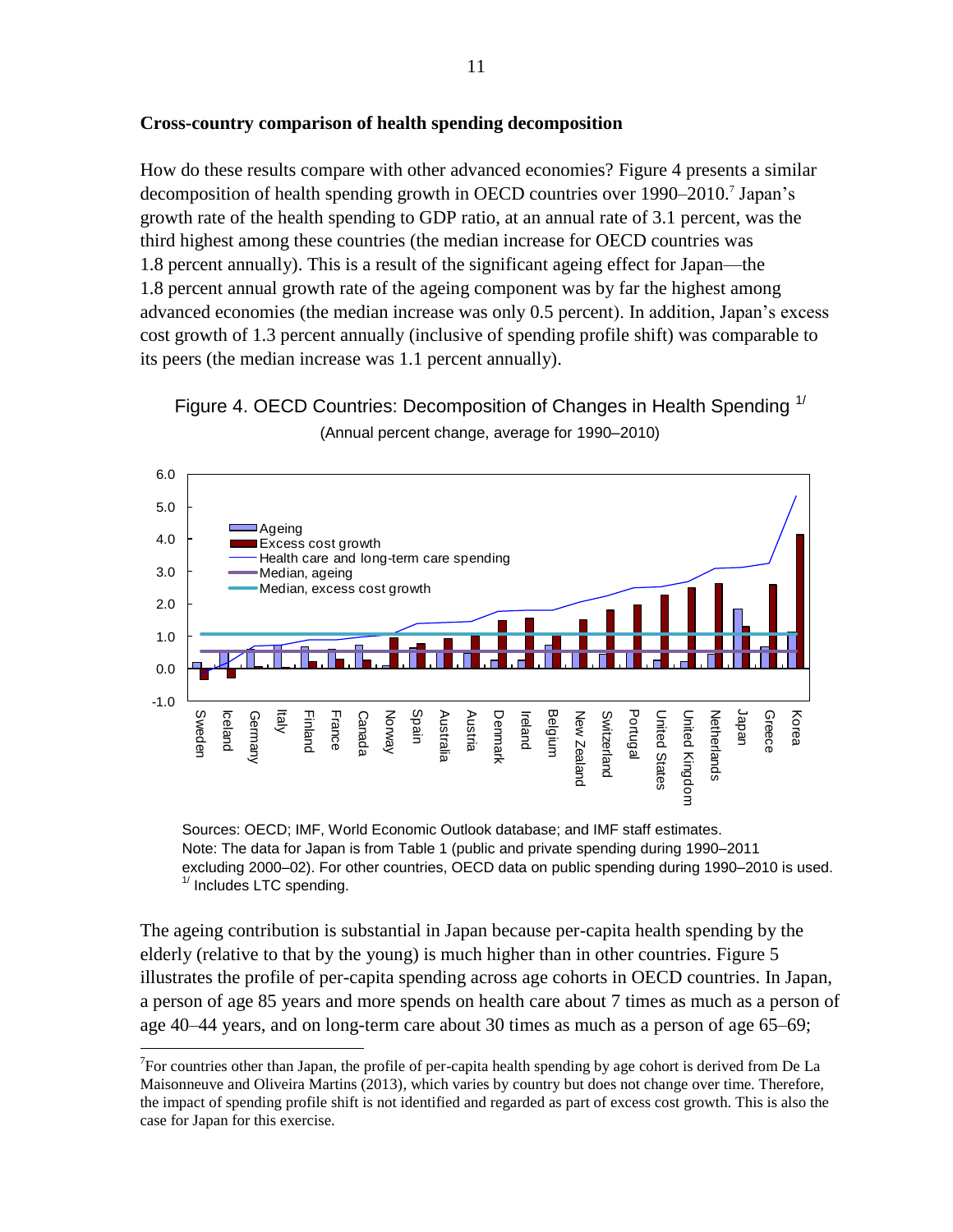### Cross-country comparison of health spending decomposition

How do these results compare with other advanced economies? Figure 4 presents a similar decomposition of health spending growth in OECD countries over 1990–2010.[7] Japan's growth rate of the health spending to GDP ratio, at an annual rate of 3.1 percent, was the third highest among these countries (the median increase for OECD countries was 1.8 percent annually). This is a result of the significant ageing effect for Japan—the 1.8 percent annual growth rate of the ageing component was by far the highest among advanced economies (the median increase was only 0.5 percent). In addition, Japan's excess cost growth of 1.3 percent annually (inclusive of spending profile shift) was comparable to its peers (the median increase was 1.1 percent annually).

Figure 4. OECD Countries: Decomposition of Changes in Health Spending [1/]

(Annual percent change, average for 1990–2010)

Sources: OECD; IMF, World Economic Outlook database; and IMF staff estimates.
Note: The data for Japan is from Table 1 (public and private spending during 1990–2011 excluding 2000–02). For other countries, OECD data on public spending during 1990–2010 is used.
[1/] Includes LTC spending.

The ageing contribution is substantial in Japan because per-capita health spending by the elderly (relative to that by the young) is much higher than in other countries. Figure 5 illustrates the profile of per-capita spending across age cohorts in OECD countries. In Japan, a person of age 85 years and more spends on health care about 7 times as much as a person of age 40–44 years, and on long-term care about 30 times as much as a person of age 65–69;

[7] For countries other than Japan, the profile of per-capita health spending by age cohort is derived from De La Maisonneuve and Oliveira Martins (2013), which varies by country but does not change over time. Therefore, the impact of spending profile shift is not identified and regarded as part of excess cost growth. This is also the case for Japan for this exercise.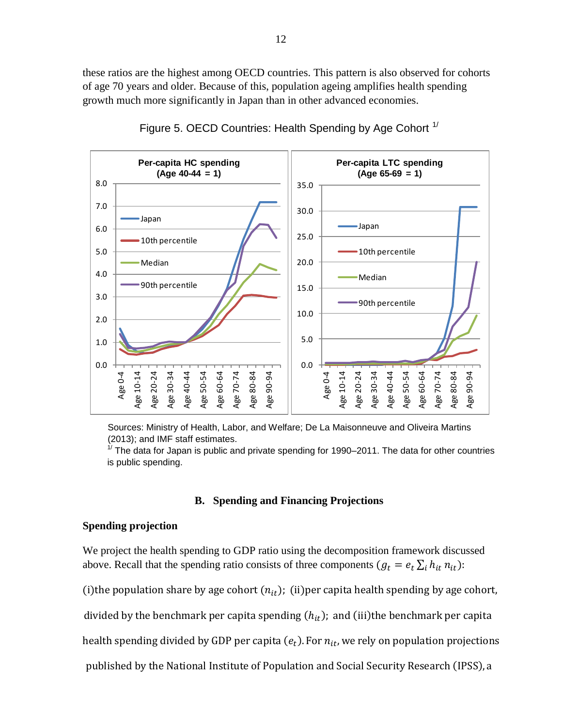these ratios are the highest among OECD countries. This pattern is also observed for cohorts of age 70 years and older. Because of this, population ageing amplifies health spending growth much more significantly in Japan than in other advanced economies.

Figure 5. OECD Countries: Health Spending by Age Cohort [1/]

Sources: Ministry of Health, Labor, and Welfare; De La Maisonneuve and Oliveira Martins (2013); and IMF staff estimates.

[1/] The data for Japan is public and private spending for 1990–2011. The data for other countries is public spending.

### B. Spending and Financing Projections

#### Spending projection

We project the health spending to GDP ratio using the decomposition framework discussed above. Recall that the spending ratio consists of three components ($g_t = e_t \sum_i h_{it} \, n_{it}$):

(i)the population share by age cohort ($n_{it}$); (ii)per capita health spending by age cohort, divided by the benchmark per capita spending ($h_{it}$); and (iii)the benchmark per capita health spending divided by GDP per capita ($e_t$). For $n_{it}$, we rely on population projections published by the National Institute of Population and Social Security Research (IPSS), a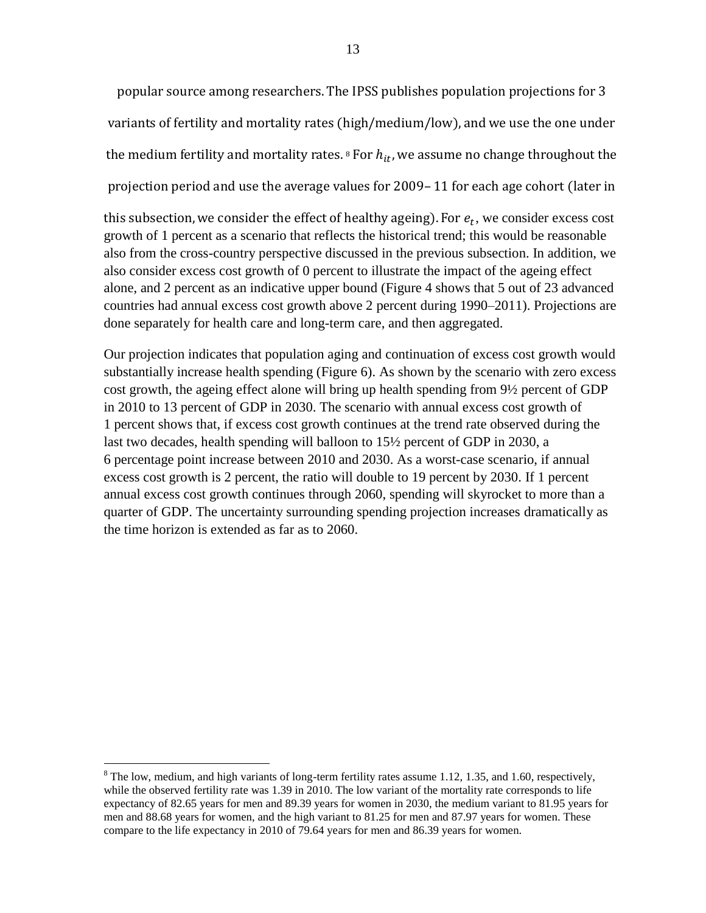popular source among researchers. The IPSS publishes population projections for 3 variants of fertility and mortality rates (high/medium/low), and we use the one under the medium fertility and mortality rates.[8] For $h_{it}$, we assume no change throughout the projection period and use the average values for 2009–11 for each age cohort (later in this subsection, we consider the effect of healthy ageing). For $e_t$, we consider excess cost growth of 1 percent as a scenario that reflects the historical trend; this would be reasonable also from the cross-country perspective discussed in the previous subsection. In addition, we also consider excess cost growth of 0 percent to illustrate the impact of the ageing effect alone, and 2 percent as an indicative upper bound (Figure 4 shows that 5 out of 23 advanced countries had annual excess cost growth above 2 percent during 1990–2011). Projections are done separately for health care and long-term care, and then aggregated.

Our projection indicates that population aging and continuation of excess cost growth would substantially increase health spending (Figure 6). As shown by the scenario with zero excess cost growth, the ageing effect alone will bring up health spending from 9½ percent of GDP in 2010 to 13 percent of GDP in 2030. The scenario with annual excess cost growth of 1 percent shows that, if excess cost growth continues at the trend rate observed during the last two decades, health spending will balloon to 15½ percent of GDP in 2030, a 6 percentage point increase between 2010 and 2030. As a worst-case scenario, if annual excess cost growth is 2 percent, the ratio will double to 19 percent by 2030. If 1 percent annual excess cost growth continues through 2060, spending will skyrocket to more than a quarter of GDP. The uncertainty surrounding spending projection increases dramatically as the time horizon is extended as far as to 2060.

---

[8] The low, medium, and high variants of long-term fertility rates assume 1.12, 1.35, and 1.60, respectively, while the observed fertility rate was 1.39 in 2010. The low variant of the mortality rate corresponds to life expectancy of 82.65 years for men and 89.39 years for women in 2030, the medium variant to 81.95 years for men and 88.68 years for women, and the high variant to 81.25 for men and 87.97 years for women. These compare to the life expectancy in 2010 of 79.64 years for men and 86.39 years for women.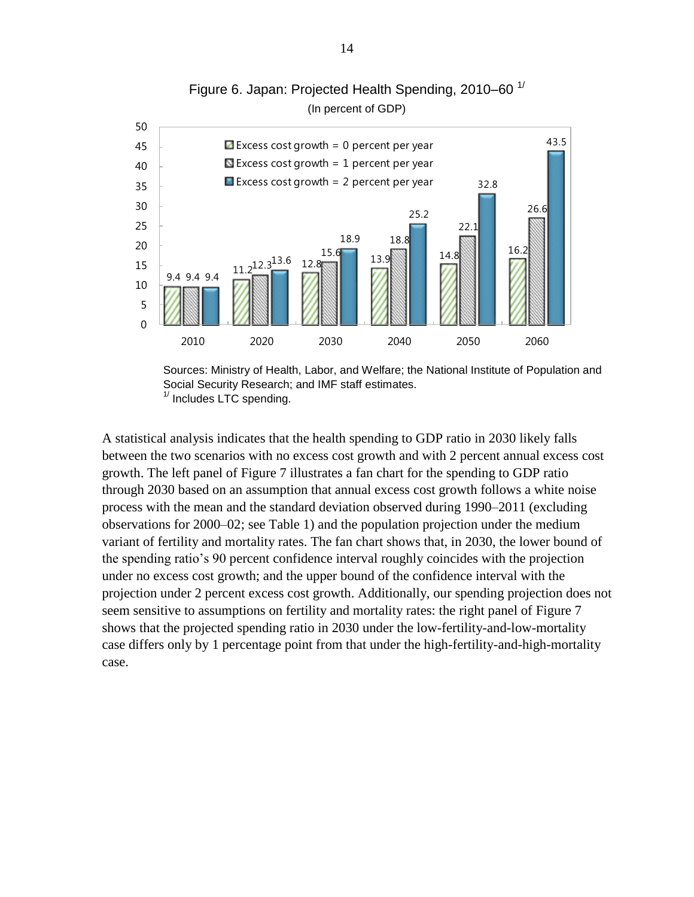Figure 6. Japan: Projected Health Spending, 2010–60 [1/]

(In percent of GDP)

| Year | Excess cost growth = 0 percent per year | Excess cost growth = 1 percent per year | Excess cost growth = 2 percent per year |
|---|---|---|---|
| 2010 | 9.4 | 9.4 | 9.4 |
| 2020 | 11.2 | 12.3 | 13.6 |
| 2030 | 12.8 | 15.6 | 18.9 |
| 2040 | 13.9 | 18.8 | 25.2 |
| 2050 | 14.8 | 22.1 | 32.8 |
| 2060 | 16.2 | 26.6 | 43.5 |

Sources: Ministry of Health, Labor, and Welfare; the National Institute of Population and Social Security Research; and IMF staff estimates.

[1/] Includes LTC spending.

A statistical analysis indicates that the health spending to GDP ratio in 2030 likely falls between the two scenarios with no excess cost growth and with 2 percent annual excess cost growth. The left panel of Figure 7 illustrates a fan chart for the spending to GDP ratio through 2030 based on an assumption that annual excess cost growth follows a white noise process with the mean and the standard deviation observed during 1990–2011 (excluding observations for 2000–02; see Table 1) and the population projection under the medium variant of fertility and mortality rates. The fan chart shows that, in 2030, the lower bound of the spending ratio's 90 percent confidence interval roughly coincides with the projection under no excess cost growth; and the upper bound of the confidence interval with the projection under 2 percent excess cost growth. Additionally, our spending projection does not seem sensitive to assumptions on fertility and mortality rates: the right panel of Figure 7 shows that the projected spending ratio in 2030 under the low-fertility-and-low-mortality case differs only by 1 percentage point from that under the high-fertility-and-high-mortality case.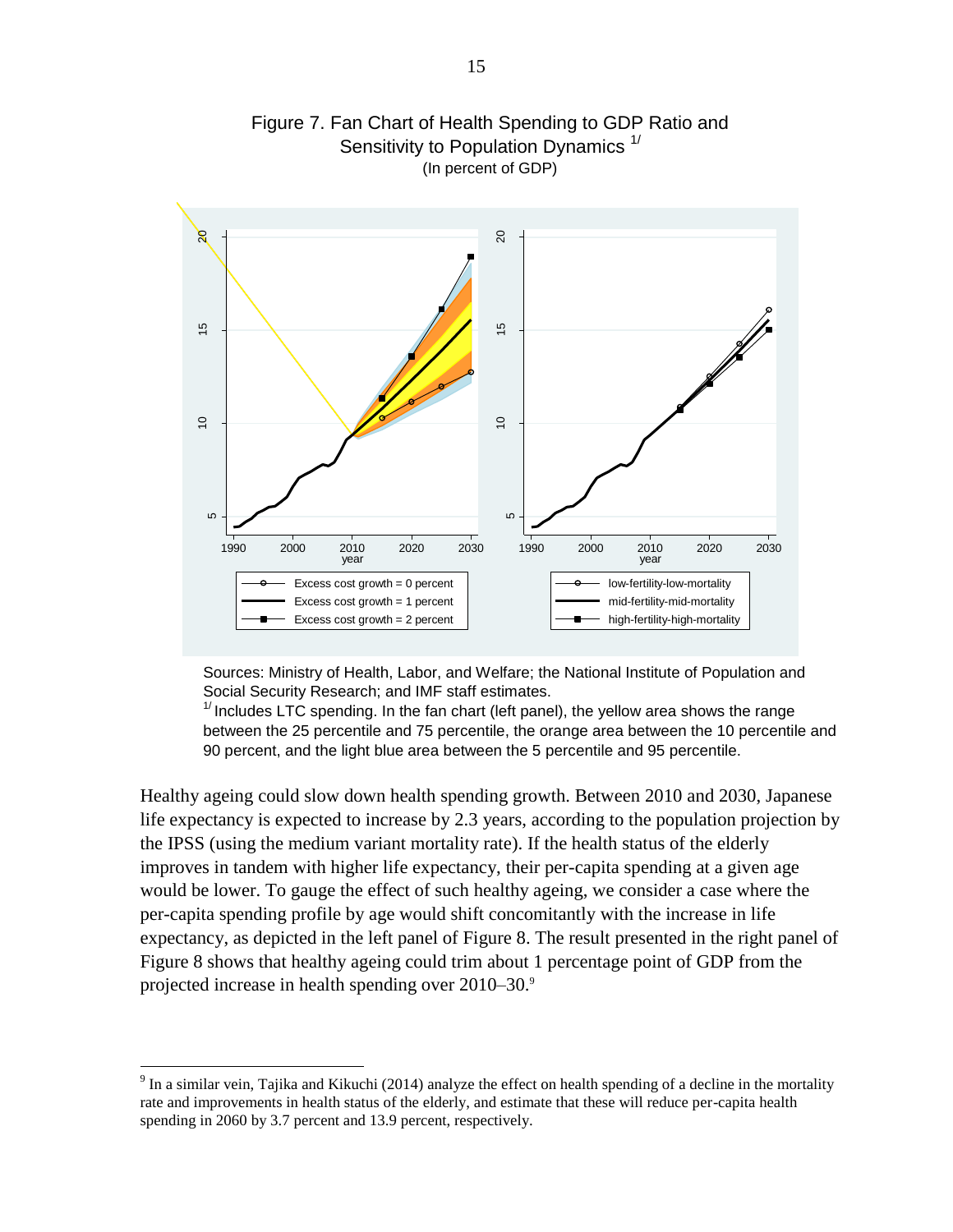Figure 7. Fan Chart of Health Spending to GDP Ratio and Sensitivity to Population Dynamics [1/]
(In percent of GDP)

Sources: Ministry of Health, Labor, and Welfare; the National Institute of Population and Social Security Research; and IMF staff estimates.
[1/] Includes LTC spending. In the fan chart (left panel), the yellow area shows the range between the 25 percentile and 75 percentile, the orange area between the 10 percentile and 90 percent, and the light blue area between the 5 percentile and 95 percentile.

Healthy ageing could slow down health spending growth. Between 2010 and 2030, Japanese life expectancy is expected to increase by 2.3 years, according to the population projection by the IPSS (using the medium variant mortality rate). If the health status of the elderly improves in tandem with higher life expectancy, their per-capita spending at a given age would be lower. To gauge the effect of such healthy ageing, we consider a case where the per-capita spending profile by age would shift concomitantly with the increase in life expectancy, as depicted in the left panel of Figure 8. The result presented in the right panel of Figure 8 shows that healthy ageing could trim about 1 percentage point of GDP from the projected increase in health spending over 2010–30.[9]

[9] In a similar vein, Tajika and Kikuchi (2014) analyze the effect on health spending of a decline in the mortality rate and improvements in health status of the elderly, and estimate that these will reduce per-capita health spending in 2060 by 3.7 percent and 13.9 percent, respectively.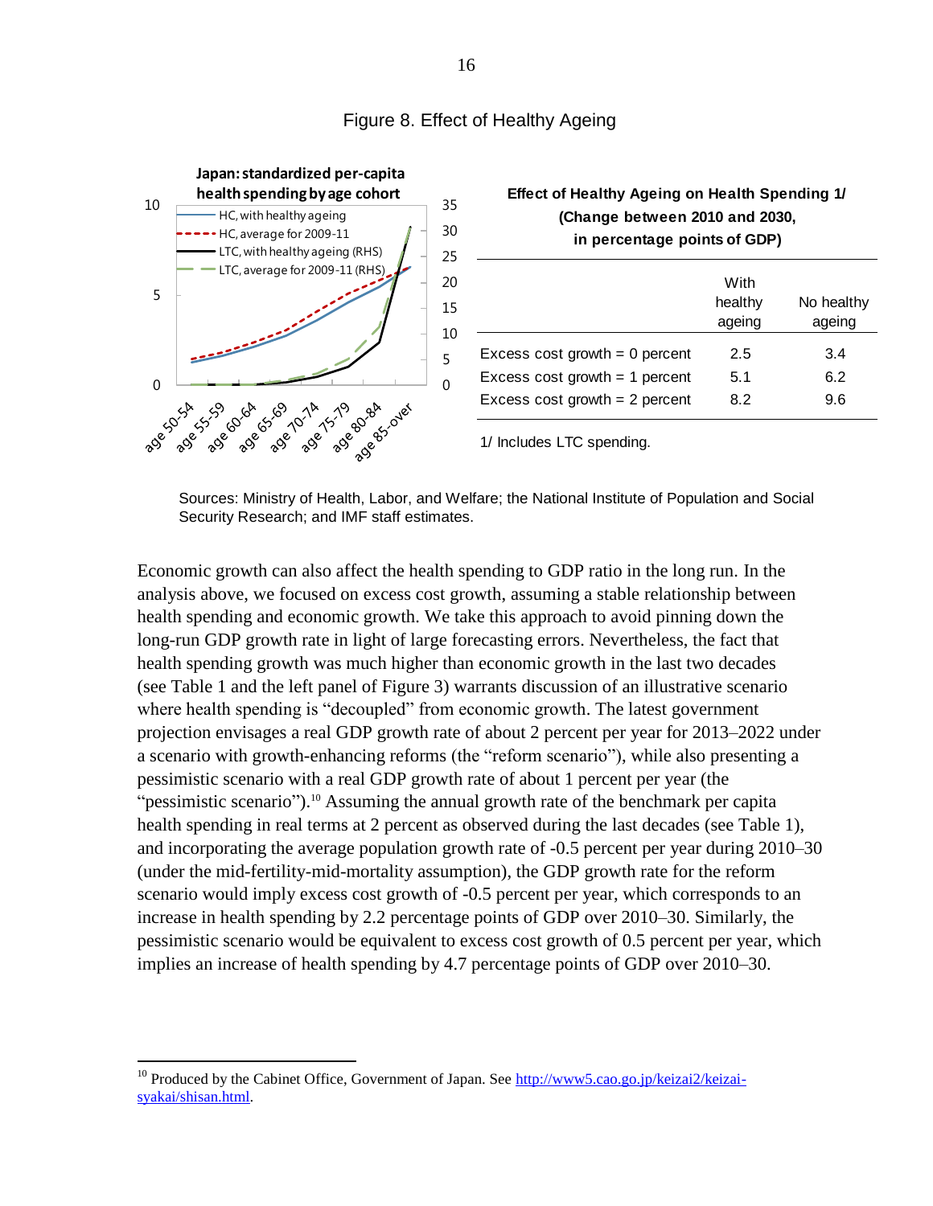Figure 8. Effect of Healthy Ageing

**Japan: standardized per-capita health spending by age cohort**

**Effect of Healthy Ageing on Health Spending 1/**
**(Change between 2010 and 2030, in percentage points of GDP)**

| | With healthy ageing | No healthy ageing |
|---|---|---|
| Excess cost growth = 0 percent | 2.5 | 3.4 |
| Excess cost growth = 1 percent | 5.1 | 6.2 |
| Excess cost growth = 2 percent | 8.2 | 9.6 |

1/ Includes LTC spending.

Sources: Ministry of Health, Labor, and Welfare; the National Institute of Population and Social Security Research; and IMF staff estimates.

Economic growth can also affect the health spending to GDP ratio in the long run. In the analysis above, we focused on excess cost growth, assuming a stable relationship between health spending and economic growth. We take this approach to avoid pinning down the long-run GDP growth rate in light of large forecasting errors. Nevertheless, the fact that health spending growth was much higher than economic growth in the last two decades (see Table 1 and the left panel of Figure 3) warrants discussion of an illustrative scenario where health spending is "decoupled" from economic growth. The latest government projection envisages a real GDP growth rate of about 2 percent per year for 2013–2022 under a scenario with growth-enhancing reforms (the "reform scenario"), while also presenting a pessimistic scenario with a real GDP growth rate of about 1 percent per year (the "pessimistic scenario").[10] Assuming the annual growth rate of the benchmark per capita health spending in real terms at 2 percent as observed during the last decades (see Table 1), and incorporating the average population growth rate of -0.5 percent per year during 2010–30 (under the mid-fertility-mid-mortality assumption), the GDP growth rate for the reform scenario would imply excess cost growth of -0.5 percent per year, which corresponds to an increase in health spending by 2.2 percentage points of GDP over 2010–30. Similarly, the pessimistic scenario would be equivalent to excess cost growth of 0.5 percent per year, which implies an increase of health spending by 4.7 percentage points of GDP over 2010–30.

[10] Produced by the Cabinet Office, Government of Japan. See http://www5.cao.go.jp/keizai2/keizai-syakai/shisan.html.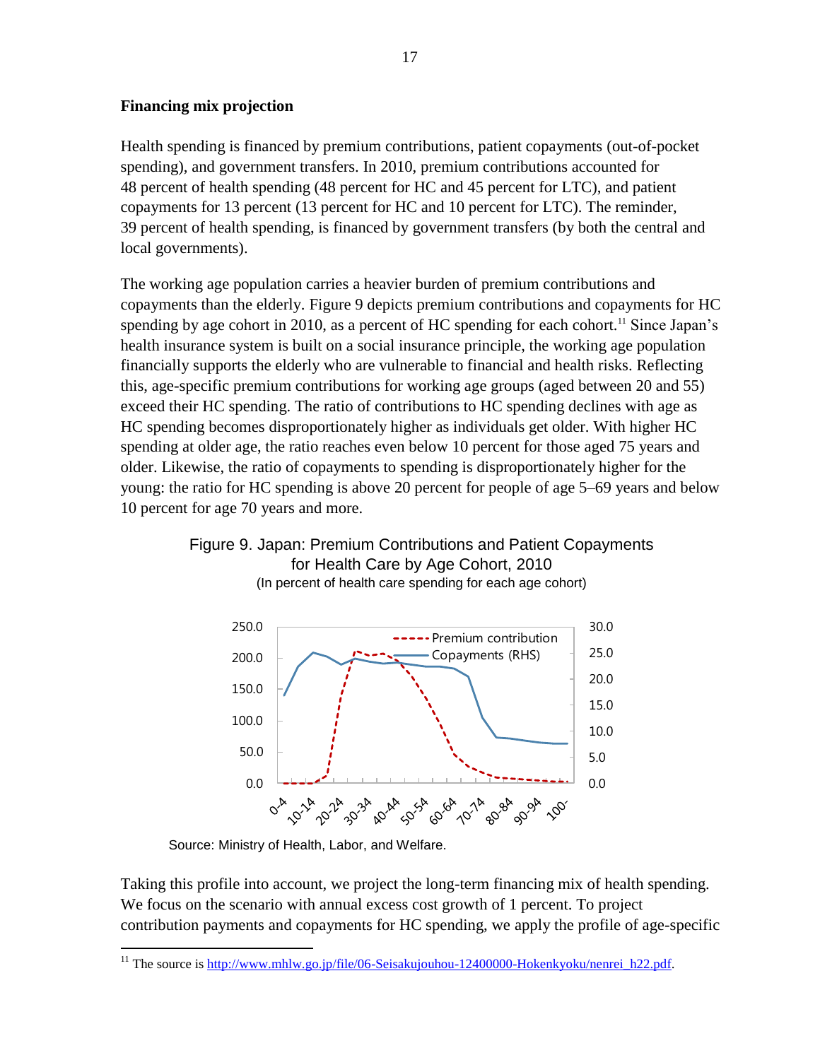**Financing mix projection**

Health spending is financed by premium contributions, patient copayments (out-of-pocket spending), and government transfers. In 2010, premium contributions accounted for 48 percent of health spending (48 percent for HC and 45 percent for LTC), and patient copayments for 13 percent (13 percent for HC and 10 percent for LTC). The reminder, 39 percent of health spending, is financed by government transfers (by both the central and local governments).

The working age population carries a heavier burden of premium contributions and copayments than the elderly. Figure 9 depicts premium contributions and copayments for HC spending by age cohort in 2010, as a percent of HC spending for each cohort.[11] Since Japan's health insurance system is built on a social insurance principle, the working age population financially supports the elderly who are vulnerable to financial and health risks. Reflecting this, age-specific premium contributions for working age groups (aged between 20 and 55) exceed their HC spending. The ratio of contributions to HC spending declines with age as HC spending becomes disproportionately higher as individuals get older. With higher HC spending at older age, the ratio reaches even below 10 percent for those aged 75 years and older. Likewise, the ratio of copayments to spending is disproportionately higher for the young: the ratio for HC spending is above 20 percent for people of age 5–69 years and below 10 percent for age 70 years and more.

Figure 9. Japan: Premium Contributions and Patient Copayments for Health Care by Age Cohort, 2010

(In percent of health care spending for each age cohort)

Source: Ministry of Health, Labor, and Welfare.

Taking this profile into account, we project the long-term financing mix of health spending. We focus on the scenario with annual excess cost growth of 1 percent. To project contribution payments and copayments for HC spending, we apply the profile of age-specific

[11] The source is http://www.mhlw.go.jp/file/06-Seisakujouhou-12400000-Hokenkyoku/nenrei_h22.pdf.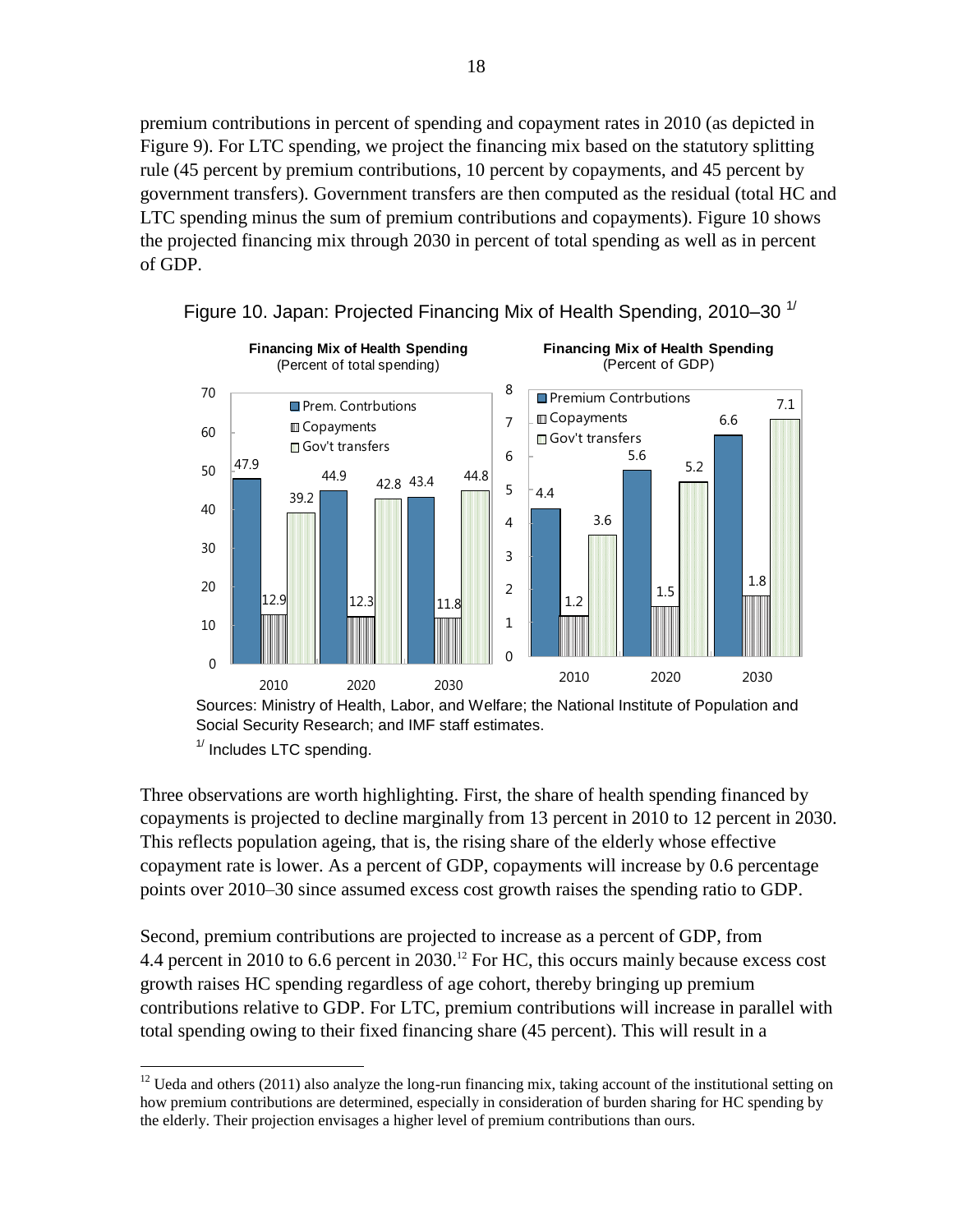premium contributions in percent of spending and copayment rates in 2010 (as depicted in Figure 9). For LTC spending, we project the financing mix based on the statutory splitting rule (45 percent by premium contributions, 10 percent by copayments, and 45 percent by government transfers). Government transfers are then computed as the residual (total HC and LTC spending minus the sum of premium contributions and copayments). Figure 10 shows the projected financing mix through 2030 in percent of total spending as well as in percent of GDP.

Figure 10. Japan: Projected Financing Mix of Health Spending, 2010–30 [1/]

**Financing Mix of Health Spending** (Percent of total spending)

| | 2010 | 2020 | 2030 |
|---|---|---|---|
| Prem. Contrbutions | 47.9 | 44.9 | 43.4 |
| Copayments | 12.9 | 12.3 | 11.8 |
| Gov't transfers | 39.2 | 42.8 | 44.8 |

**Financing Mix of Health Spending** (Percent of GDP)

| | 2010 | 2020 | 2030 |
|---|---|---|---|
| Premium Contrbutions | 4.4 | 5.6 | 6.6 |
| Copayments | 1.2 | 1.5 | 1.8 |
| Gov't transfers | 3.6 | 5.2 | 7.1 |

Sources: Ministry of Health, Labor, and Welfare; the National Institute of Population and Social Security Research; and IMF staff estimates.

[1/] Includes LTC spending.

Three observations are worth highlighting. First, the share of health spending financed by copayments is projected to decline marginally from 13 percent in 2010 to 12 percent in 2030. This reflects population ageing, that is, the rising share of the elderly whose effective copayment rate is lower. As a percent of GDP, copayments will increase by 0.6 percentage points over 2010–30 since assumed excess cost growth raises the spending ratio to GDP.

Second, premium contributions are projected to increase as a percent of GDP, from 4.4 percent in 2010 to 6.6 percent in 2030.[12] For HC, this occurs mainly because excess cost growth raises HC spending regardless of age cohort, thereby bringing up premium contributions relative to GDP. For LTC, premium contributions will increase in parallel with total spending owing to their fixed financing share (45 percent). This will result in a

[12] Ueda and others (2011) also analyze the long-run financing mix, taking account of the institutional setting on how premium contributions are determined, especially in consideration of burden sharing for HC spending by the elderly. Their projection envisages a higher level of premium contributions than ours.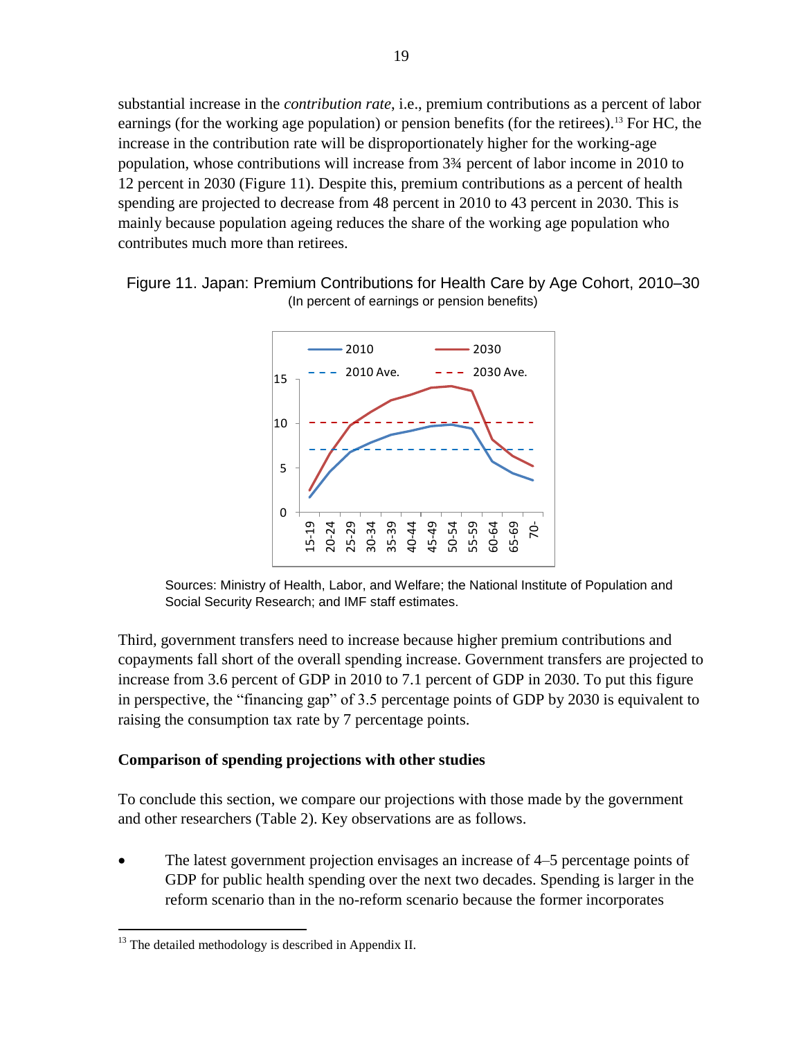substantial increase in the *contribution rate*, i.e., premium contributions as a percent of labor earnings (for the working age population) or pension benefits (for the retirees).[13] For HC, the increase in the contribution rate will be disproportionately higher for the working-age population, whose contributions will increase from 3¾ percent of labor income in 2010 to 12 percent in 2030 (Figure 11). Despite this, premium contributions as a percent of health spending are projected to decrease from 48 percent in 2010 to 43 percent in 2030. This is mainly because population ageing reduces the share of the working age population who contributes much more than retirees.

Figure 11. Japan: Premium Contributions for Health Care by Age Cohort, 2010–30
(In percent of earnings or pension benefits)

Sources: Ministry of Health, Labor, and Welfare; the National Institute of Population and Social Security Research; and IMF staff estimates.

Third, government transfers need to increase because higher premium contributions and copayments fall short of the overall spending increase. Government transfers are projected to increase from 3.6 percent of GDP in 2010 to 7.1 percent of GDP in 2030. To put this figure in perspective, the "financing gap" of 3.5 percentage points of GDP by 2030 is equivalent to raising the consumption tax rate by 7 percentage points.

**Comparison of spending projections with other studies**

To conclude this section, we compare our projections with those made by the government and other researchers (Table 2). Key observations are as follows.

- The latest government projection envisages an increase of 4–5 percentage points of GDP for public health spending over the next two decades. Spending is larger in the reform scenario than in the no-reform scenario because the former incorporates

[13] The detailed methodology is described in Appendix II.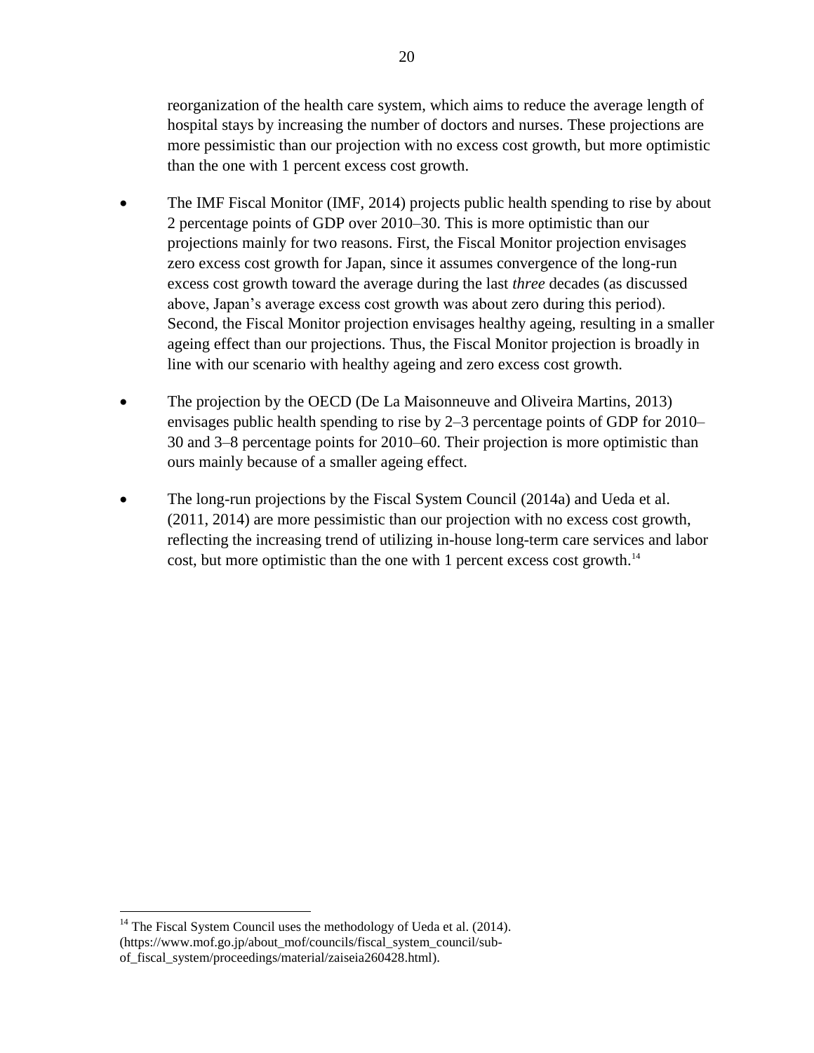reorganization of the health care system, which aims to reduce the average length of hospital stays by increasing the number of doctors and nurses. These projections are more pessimistic than our projection with no excess cost growth, but more optimistic than the one with 1 percent excess cost growth.

- The IMF Fiscal Monitor (IMF, 2014) projects public health spending to rise by about 2 percentage points of GDP over 2010–30. This is more optimistic than our projections mainly for two reasons. First, the Fiscal Monitor projection envisages zero excess cost growth for Japan, since it assumes convergence of the long-run excess cost growth toward the average during the last *three* decades (as discussed above, Japan's average excess cost growth was about zero during this period). Second, the Fiscal Monitor projection envisages healthy ageing, resulting in a smaller ageing effect than our projections. Thus, the Fiscal Monitor projection is broadly in line with our scenario with healthy ageing and zero excess cost growth.

- The projection by the OECD (De La Maisonneuve and Oliveira Martins, 2013) envisages public health spending to rise by 2–3 percentage points of GDP for 2010–30 and 3–8 percentage points for 2010–60. Their projection is more optimistic than ours mainly because of a smaller ageing effect.

- The long-run projections by the Fiscal System Council (2014a) and Ueda et al. (2011, 2014) are more pessimistic than our projection with no excess cost growth, reflecting the increasing trend of utilizing in-house long-term care services and labor cost, but more optimistic than the one with 1 percent excess cost growth.[14]

[14] The Fiscal System Council uses the methodology of Ueda et al. (2014). (https://www.mof.go.jp/about_mof/councils/fiscal_system_council/sub-of_fiscal_system/proceedings/material/zaiseia260428.html).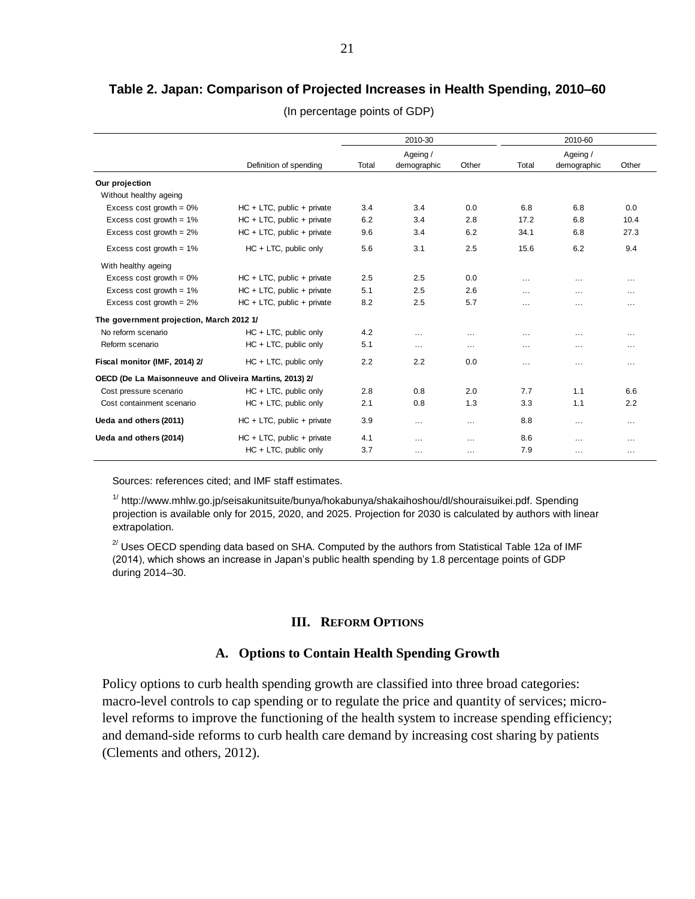**Table 2. Japan: Comparison of Projected Increases in Health Spending, 2010–60**

(In percentage points of GDP)

| | Definition of spending | 2010-30 Total | 2010-30 Ageing / demographic | 2010-30 Other | 2010-60 Total | 2010-60 Ageing / demographic | 2010-60 Other |
|---|---|---|---|---|---|---|---|
| **Our projection** | | | | | | | |
| Without healthy ageing | | | | | | | |
| Excess cost growth = 0% | HC + LTC, public + private | 3.4 | 3.4 | 0.0 | 6.8 | 6.8 | 0.0 |
| Excess cost growth = 1% | HC + LTC, public + private | 6.2 | 3.4 | 2.8 | 17.2 | 6.8 | 10.4 |
| Excess cost growth = 2% | HC + LTC, public + private | 9.6 | 3.4 | 6.2 | 34.1 | 6.8 | 27.3 |
| Excess cost growth = 1% | HC + LTC, public only | 5.6 | 3.1 | 2.5 | 15.6 | 6.2 | 9.4 |
| With healthy ageing | | | | | | | |
| Excess cost growth = 0% | HC + LTC, public + private | 2.5 | 2.5 | 0.0 | … | … | … |
| Excess cost growth = 1% | HC + LTC, public + private | 5.1 | 2.5 | 2.6 | … | … | … |
| Excess cost growth = 2% | HC + LTC, public + private | 8.2 | 2.5 | 5.7 | … | … | … |
| **The government projection, March 2012 1/** | | | | | | | |
| No reform scenario | HC + LTC, public only | 4.2 | … | … | … | … | … |
| Reform scenario | HC + LTC, public only | 5.1 | … | … | … | … | … |
| **Fiscal monitor (IMF, 2014) 2/** | HC + LTC, public only | 2.2 | 2.2 | 0.0 | … | … | … |
| **OECD (De La Maisonneuve and Oliveira Martins, 2013) 2/** | | | | | | | |
| Cost pressure scenario | HC + LTC, public only | 2.8 | 0.8 | 2.0 | 7.7 | 1.1 | 6.6 |
| Cost containment scenario | HC + LTC, public only | 2.1 | 0.8 | 1.3 | 3.3 | 1.1 | 2.2 |
| **Ueda and others (2011)** | HC + LTC, public + private | 3.9 | … | … | 8.8 | … | … |
| **Ueda and others (2014)** | HC + LTC, public + private | 4.1 | … | … | 8.6 | … | … |
| | HC + LTC, public only | 3.7 | … | … | 7.9 | … | … |

Sources: references cited; and IMF staff estimates.

[1/] http://www.mhlw.go.jp/seisakunitsuite/bunya/hokabunya/shakaihoshou/dl/shouraisuikei.pdf. Spending projection is available only for 2015, 2020, and 2025. Projection for 2030 is calculated by authors with linear extrapolation.

[2/] Uses OECD spending data based on SHA. Computed by the authors from Statistical Table 12a of IMF (2014), which shows an increase in Japan's public health spending by 1.8 percentage points of GDP during 2014–30.

## III. Reform Options

### A. Options to Contain Health Spending Growth

Policy options to curb health spending growth are classified into three broad categories: macro-level controls to cap spending or to regulate the price and quantity of services; micro-level reforms to improve the functioning of the health system to increase spending efficiency; and demand-side reforms to curb health care demand by increasing cost sharing by patients (Clements and others, 2012).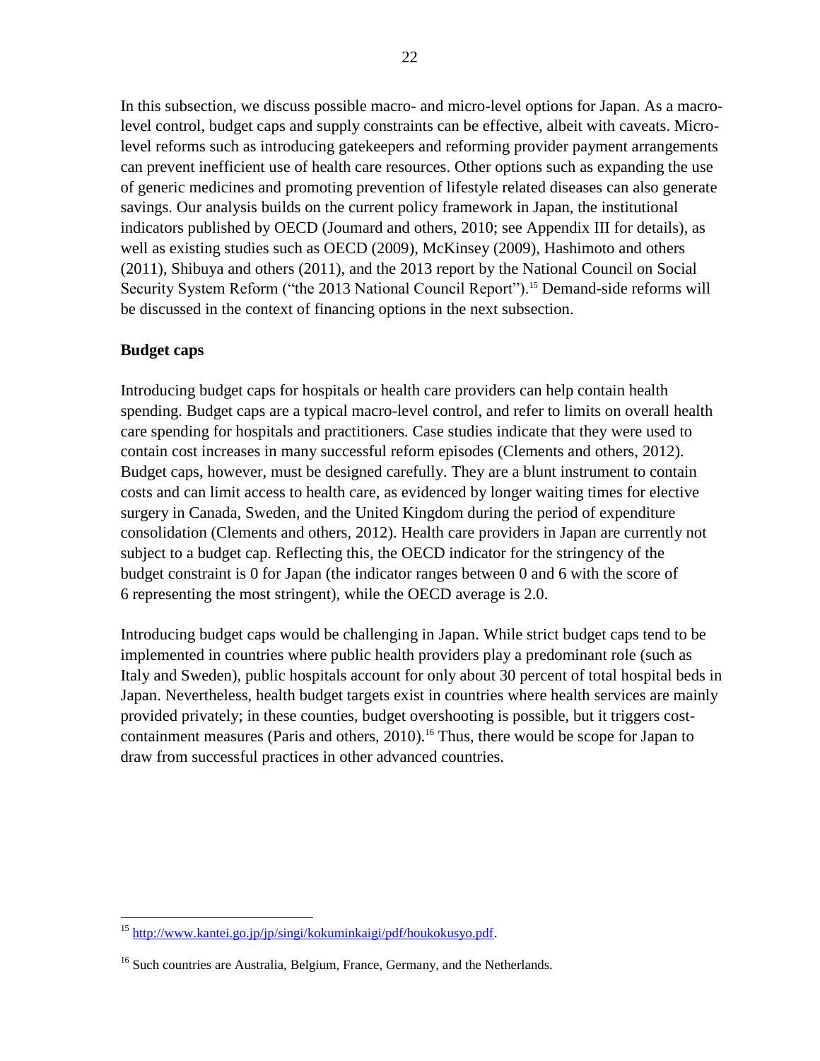In this subsection, we discuss possible macro- and micro-level options for Japan. As a macro-level control, budget caps and supply constraints can be effective, albeit with caveats. Micro-level reforms such as introducing gatekeepers and reforming provider payment arrangements can prevent inefficient use of health care resources. Other options such as expanding the use of generic medicines and promoting prevention of lifestyle related diseases can also generate savings. Our analysis builds on the current policy framework in Japan, the institutional indicators published by OECD (Joumard and others, 2010; see Appendix III for details), as well as existing studies such as OECD (2009), McKinsey (2009), Hashimoto and others (2011), Shibuya and others (2011), and the 2013 report by the National Council on Social Security System Reform ("the 2013 National Council Report").[15] Demand-side reforms will be discussed in the context of financing options in the next subsection.

**Budget caps**

Introducing budget caps for hospitals or health care providers can help contain health spending. Budget caps are a typical macro-level control, and refer to limits on overall health care spending for hospitals and practitioners. Case studies indicate that they were used to contain cost increases in many successful reform episodes (Clements and others, 2012). Budget caps, however, must be designed carefully. They are a blunt instrument to contain costs and can limit access to health care, as evidenced by longer waiting times for elective surgery in Canada, Sweden, and the United Kingdom during the period of expenditure consolidation (Clements and others, 2012). Health care providers in Japan are currently not subject to a budget cap. Reflecting this, the OECD indicator for the stringency of the budget constraint is 0 for Japan (the indicator ranges between 0 and 6 with the score of 6 representing the most stringent), while the OECD average is 2.0.

Introducing budget caps would be challenging in Japan. While strict budget caps tend to be implemented in countries where public health providers play a predominant role (such as Italy and Sweden), public hospitals account for only about 30 percent of total hospital beds in Japan. Nevertheless, health budget targets exist in countries where health services are mainly provided privately; in these counties, budget overshooting is possible, but it triggers cost-containment measures (Paris and others, 2010).[16] Thus, there would be scope for Japan to draw from successful practices in other advanced countries.

---

[15] http://www.kantei.go.jp/jp/singi/kokuminkaigi/pdf/houkokusyo.pdf.

[16] Such countries are Australia, Belgium, France, Germany, and the Netherlands.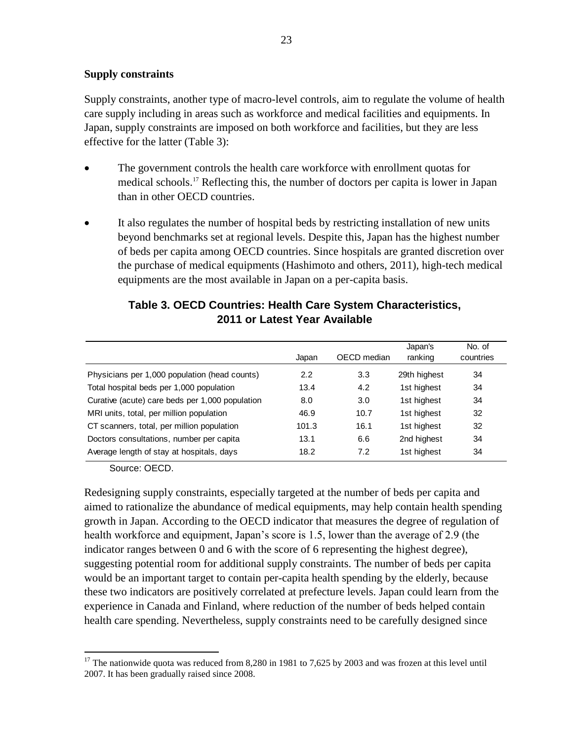**Supply constraints**

Supply constraints, another type of macro-level controls, aim to regulate the volume of health care supply including in areas such as workforce and medical facilities and equipments. In Japan, supply constraints are imposed on both workforce and facilities, but they are less effective for the latter (Table 3):

- The government controls the health care workforce with enrollment quotas for medical schools.[17] Reflecting this, the number of doctors per capita is lower in Japan than in other OECD countries.
- It also regulates the number of hospital beds by restricting installation of new units beyond benchmarks set at regional levels. Despite this, Japan has the highest number of beds per capita among OECD countries. Since hospitals are granted discretion over the purchase of medical equipments (Hashimoto and others, 2011), high-tech medical equipments are the most available in Japan on a per-capita basis.

**Table 3. OECD Countries: Health Care System Characteristics, 2011 or Latest Year Available**

| | Japan | OECD median | Japan's ranking | No. of countries |
|---|---|---|---|---|
| Physicians per 1,000 population (head counts) | 2.2 | 3.3 | 29th highest | 34 |
| Total hospital beds per 1,000 population | 13.4 | 4.2 | 1st highest | 34 |
| Curative (acute) care beds per 1,000 population | 8.0 | 3.0 | 1st highest | 34 |
| MRI units, total, per million population | 46.9 | 10.7 | 1st highest | 32 |
| CT scanners, total, per million population | 101.3 | 16.1 | 1st highest | 32 |
| Doctors consultations, number per capita | 13.1 | 6.6 | 2nd highest | 34 |
| Average length of stay at hospitals, days | 18.2 | 7.2 | 1st highest | 34 |

Source: OECD.

Redesigning supply constraints, especially targeted at the number of beds per capita and aimed to rationalize the abundance of medical equipments, may help contain health spending growth in Japan. According to the OECD indicator that measures the degree of regulation of health workforce and equipment, Japan's score is 1.5, lower than the average of 2.9 (the indicator ranges between 0 and 6 with the score of 6 representing the highest degree), suggesting potential room for additional supply constraints. The number of beds per capita would be an important target to contain per-capita health spending by the elderly, because these two indicators are positively correlated at prefecture levels. Japan could learn from the experience in Canada and Finland, where reduction of the number of beds helped contain health care spending. Nevertheless, supply constraints need to be carefully designed since

[17] The nationwide quota was reduced from 8,280 in 1981 to 7,625 by 2003 and was frozen at this level until 2007. It has been gradually raised since 2008.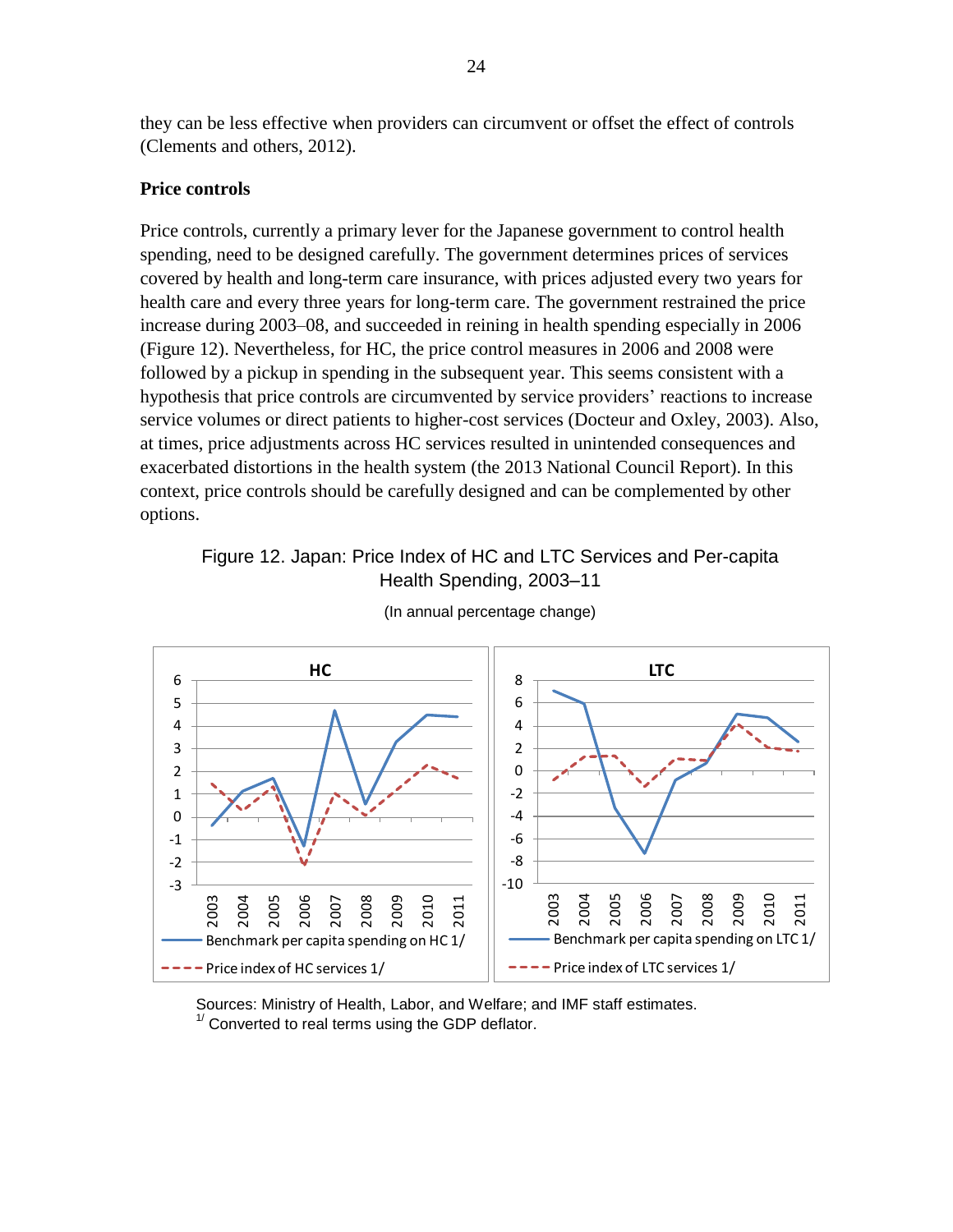they can be less effective when providers can circumvent or offset the effect of controls (Clements and others, 2012).

**Price controls**

Price controls, currently a primary lever for the Japanese government to control health spending, need to be designed carefully. The government determines prices of services covered by health and long-term care insurance, with prices adjusted every two years for health care and every three years for long-term care. The government restrained the price increase during 2003–08, and succeeded in reining in health spending especially in 2006 (Figure 12). Nevertheless, for HC, the price control measures in 2006 and 2008 were followed by a pickup in spending in the subsequent year. This seems consistent with a hypothesis that price controls are circumvented by service providers' reactions to increase service volumes or direct patients to higher-cost services (Docteur and Oxley, 2003). Also, at times, price adjustments across HC services resulted in unintended consequences and exacerbated distortions in the health system (the 2013 National Council Report). In this context, price controls should be carefully designed and can be complemented by other options.

Figure 12. Japan: Price Index of HC and LTC Services and Per-capita Health Spending, 2003–11

(In annual percentage change)

Sources: Ministry of Health, Labor, and Welfare; and IMF staff estimates.
[1/] Converted to real terms using the GDP deflator.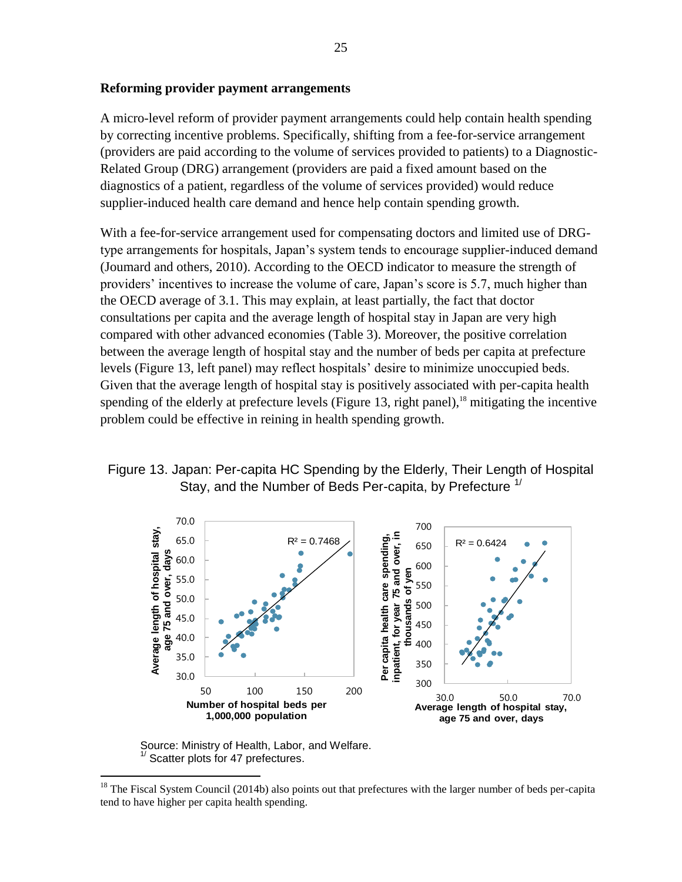### Reforming provider payment arrangements

A micro-level reform of provider payment arrangements could help contain health spending by correcting incentive problems. Specifically, shifting from a fee-for-service arrangement (providers are paid according to the volume of services provided to patients) to a Diagnostic-Related Group (DRG) arrangement (providers are paid a fixed amount based on the diagnostics of a patient, regardless of the volume of services provided) would reduce supplier-induced health care demand and hence help contain spending growth.

With a fee-for-service arrangement used for compensating doctors and limited use of DRG-type arrangements for hospitals, Japan's system tends to encourage supplier-induced demand (Joumard and others, 2010). According to the OECD indicator to measure the strength of providers' incentives to increase the volume of care, Japan's score is 5.7, much higher than the OECD average of 3.1. This may explain, at least partially, the fact that doctor consultations per capita and the average length of hospital stay in Japan are very high compared with other advanced economies (Table 3). Moreover, the positive correlation between the average length of hospital stay and the number of beds per capita at prefecture levels (Figure 13, left panel) may reflect hospitals' desire to minimize unoccupied beds. Given that the average length of hospital stay is positively associated with per-capita health spending of the elderly at prefecture levels (Figure 13, right panel),[18] mitigating the incentive problem could be effective in reining in health spending growth.

Figure 13. Japan: Per-capita HC Spending by the Elderly, Their Length of Hospital Stay, and the Number of Beds Per-capita, by Prefecture [1/]

Source: Ministry of Health, Labor, and Welfare.
[1/] Scatter plots for 47 prefectures.

[18] The Fiscal System Council (2014b) also points out that prefectures with the larger number of beds per-capita tend to have higher per capita health spending.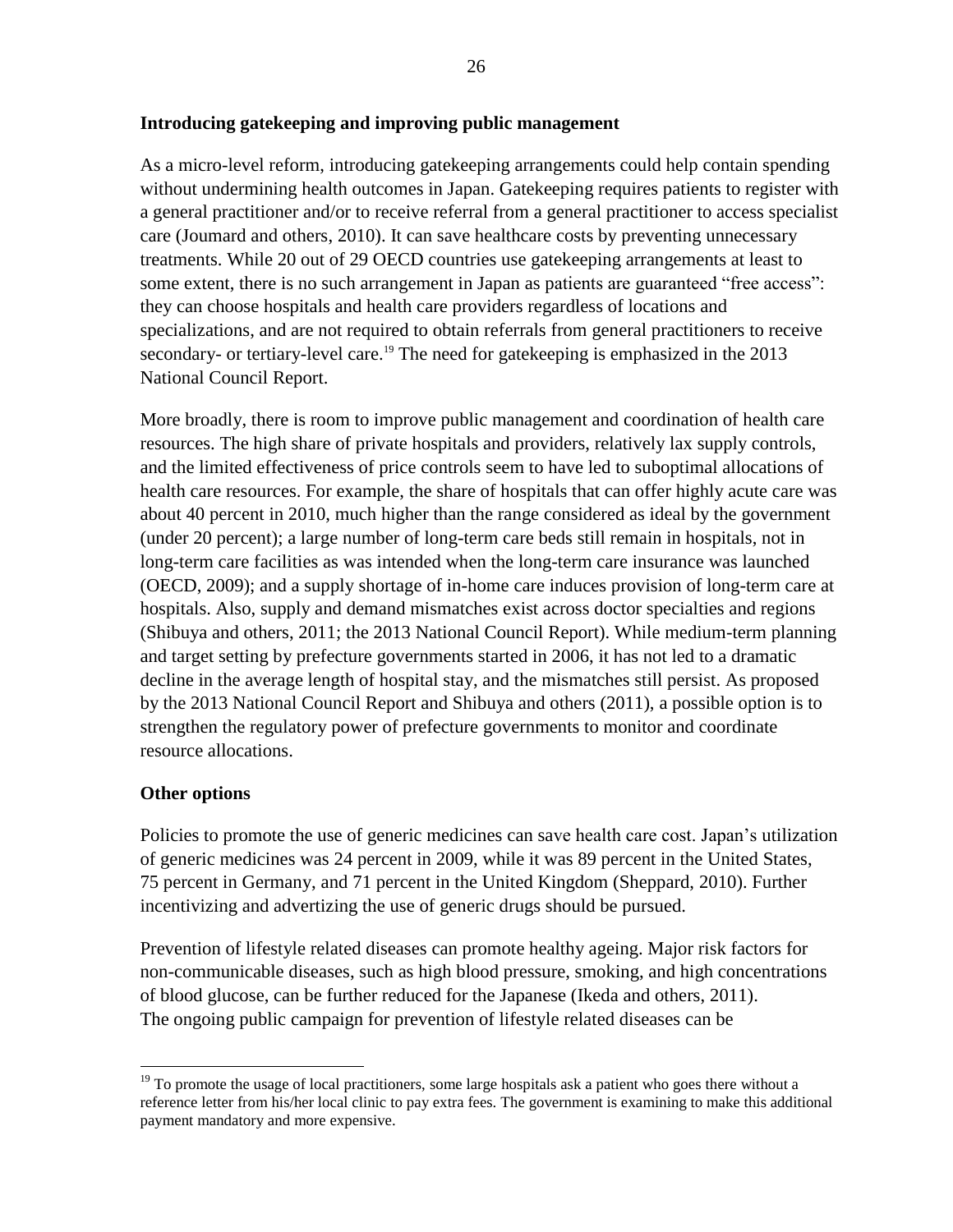**Introducing gatekeeping and improving public management**

As a micro-level reform, introducing gatekeeping arrangements could help contain spending without undermining health outcomes in Japan. Gatekeeping requires patients to register with a general practitioner and/or to receive referral from a general practitioner to access specialist care (Joumard and others, 2010). It can save healthcare costs by preventing unnecessary treatments. While 20 out of 29 OECD countries use gatekeeping arrangements at least to some extent, there is no such arrangement in Japan as patients are guaranteed "free access": they can choose hospitals and health care providers regardless of locations and specializations, and are not required to obtain referrals from general practitioners to receive secondary- or tertiary-level care.[19] The need for gatekeeping is emphasized in the 2013 National Council Report.

More broadly, there is room to improve public management and coordination of health care resources. The high share of private hospitals and providers, relatively lax supply controls, and the limited effectiveness of price controls seem to have led to suboptimal allocations of health care resources. For example, the share of hospitals that can offer highly acute care was about 40 percent in 2010, much higher than the range considered as ideal by the government (under 20 percent); a large number of long-term care beds still remain in hospitals, not in long-term care facilities as was intended when the long-term care insurance was launched (OECD, 2009); and a supply shortage of in-home care induces provision of long-term care at hospitals. Also, supply and demand mismatches exist across doctor specialties and regions (Shibuya and others, 2011; the 2013 National Council Report). While medium-term planning and target setting by prefecture governments started in 2006, it has not led to a dramatic decline in the average length of hospital stay, and the mismatches still persist. As proposed by the 2013 National Council Report and Shibuya and others (2011), a possible option is to strengthen the regulatory power of prefecture governments to monitor and coordinate resource allocations.

**Other options**

Policies to promote the use of generic medicines can save health care cost. Japan's utilization of generic medicines was 24 percent in 2009, while it was 89 percent in the United States, 75 percent in Germany, and 71 percent in the United Kingdom (Sheppard, 2010). Further incentivizing and advertizing the use of generic drugs should be pursued.

Prevention of lifestyle related diseases can promote healthy ageing. Major risk factors for non-communicable diseases, such as high blood pressure, smoking, and high concentrations of blood glucose, can be further reduced for the Japanese (Ikeda and others, 2011). The ongoing public campaign for prevention of lifestyle related diseases can be

[19] To promote the usage of local practitioners, some large hospitals ask a patient who goes there without a reference letter from his/her local clinic to pay extra fees. The government is examining to make this additional payment mandatory and more expensive.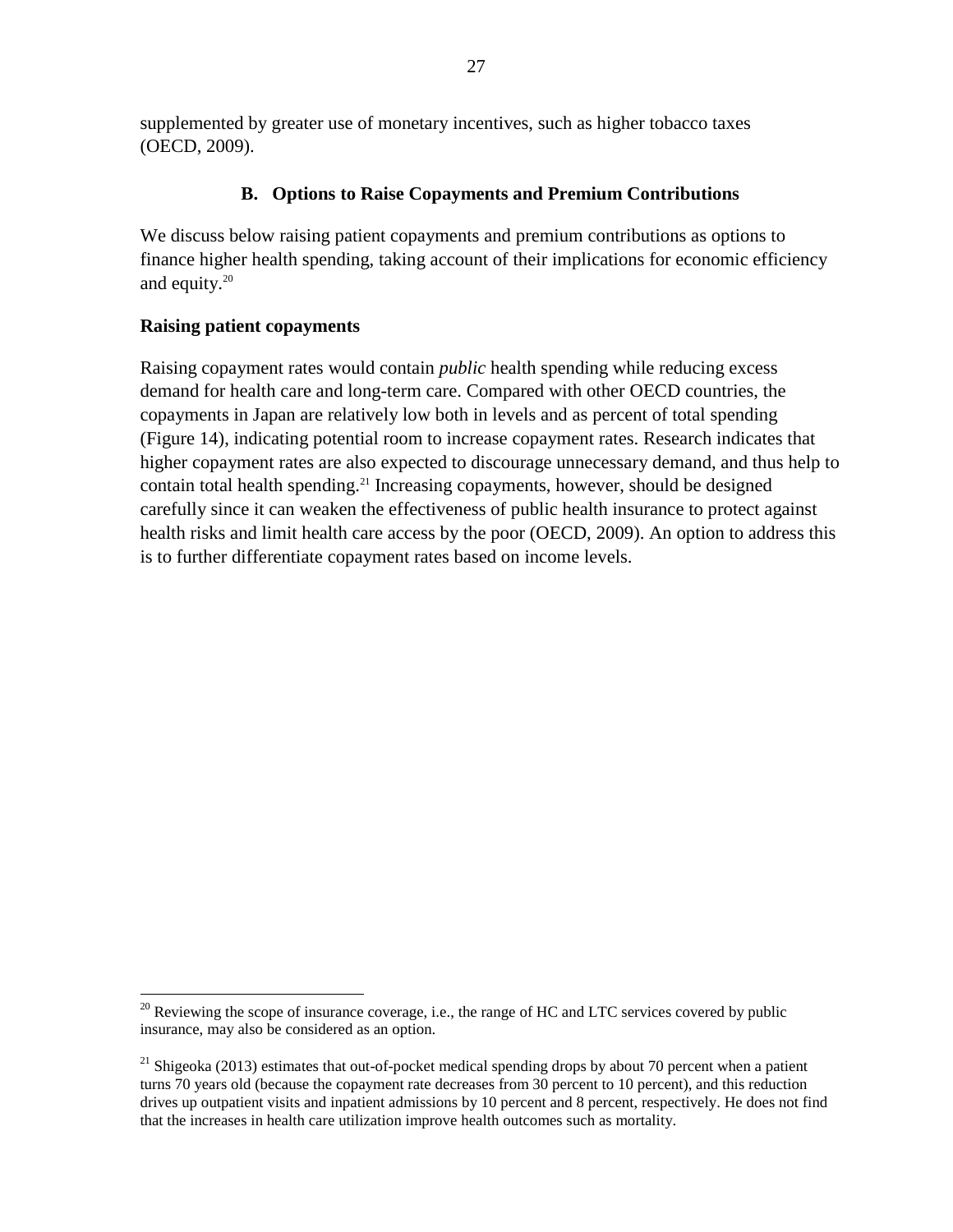supplemented by greater use of monetary incentives, such as higher tobacco taxes (OECD, 2009).

### B. Options to Raise Copayments and Premium Contributions

We discuss below raising patient copayments and premium contributions as options to finance higher health spending, taking account of their implications for economic efficiency and equity.[20]

**Raising patient copayments**

Raising copayment rates would contain *public* health spending while reducing excess demand for health care and long-term care. Compared with other OECD countries, the copayments in Japan are relatively low both in levels and as percent of total spending (Figure 14), indicating potential room to increase copayment rates. Research indicates that higher copayment rates are also expected to discourage unnecessary demand, and thus help to contain total health spending.[21] Increasing copayments, however, should be designed carefully since it can weaken the effectiveness of public health insurance to protect against health risks and limit health care access by the poor (OECD, 2009). An option to address this is to further differentiate copayment rates based on income levels.

---

[20] Reviewing the scope of insurance coverage, i.e., the range of HC and LTC services covered by public insurance, may also be considered as an option.

[21] Shigeoka (2013) estimates that out-of-pocket medical spending drops by about 70 percent when a patient turns 70 years old (because the copayment rate decreases from 30 percent to 10 percent), and this reduction drives up outpatient visits and inpatient admissions by 10 percent and 8 percent, respectively. He does not find that the increases in health care utilization improve health outcomes such as mortality.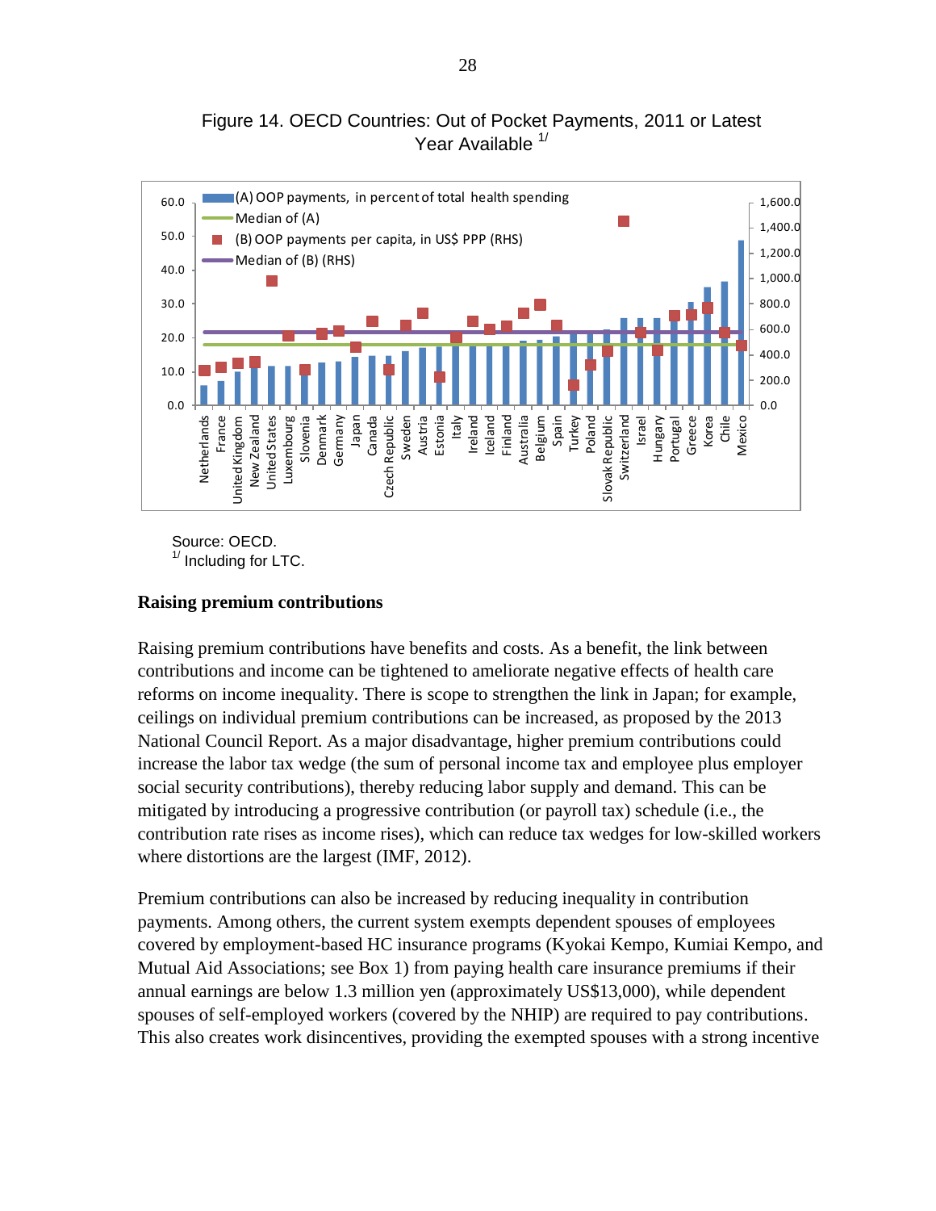Figure 14. OECD Countries: Out of Pocket Payments, 2011 or Latest Year Available [1/]

Source: OECD.

[1/] Including for LTC.

**Raising premium contributions**

Raising premium contributions have benefits and costs. As a benefit, the link between contributions and income can be tightened to ameliorate negative effects of health care reforms on income inequality. There is scope to strengthen the link in Japan; for example, ceilings on individual premium contributions can be increased, as proposed by the 2013 National Council Report. As a major disadvantage, higher premium contributions could increase the labor tax wedge (the sum of personal income tax and employee plus employer social security contributions), thereby reducing labor supply and demand. This can be mitigated by introducing a progressive contribution (or payroll tax) schedule (i.e., the contribution rate rises as income rises), which can reduce tax wedges for low-skilled workers where distortions are the largest (IMF, 2012).

Premium contributions can also be increased by reducing inequality in contribution payments. Among others, the current system exempts dependent spouses of employees covered by employment-based HC insurance programs (Kyokai Kempo, Kumiai Kempo, and Mutual Aid Associations; see Box 1) from paying health care insurance premiums if their annual earnings are below 1.3 million yen (approximately US$13,000), while dependent spouses of self-employed workers (covered by the NHIP) are required to pay contributions. This also creates work disincentives, providing the exempted spouses with a strong incentive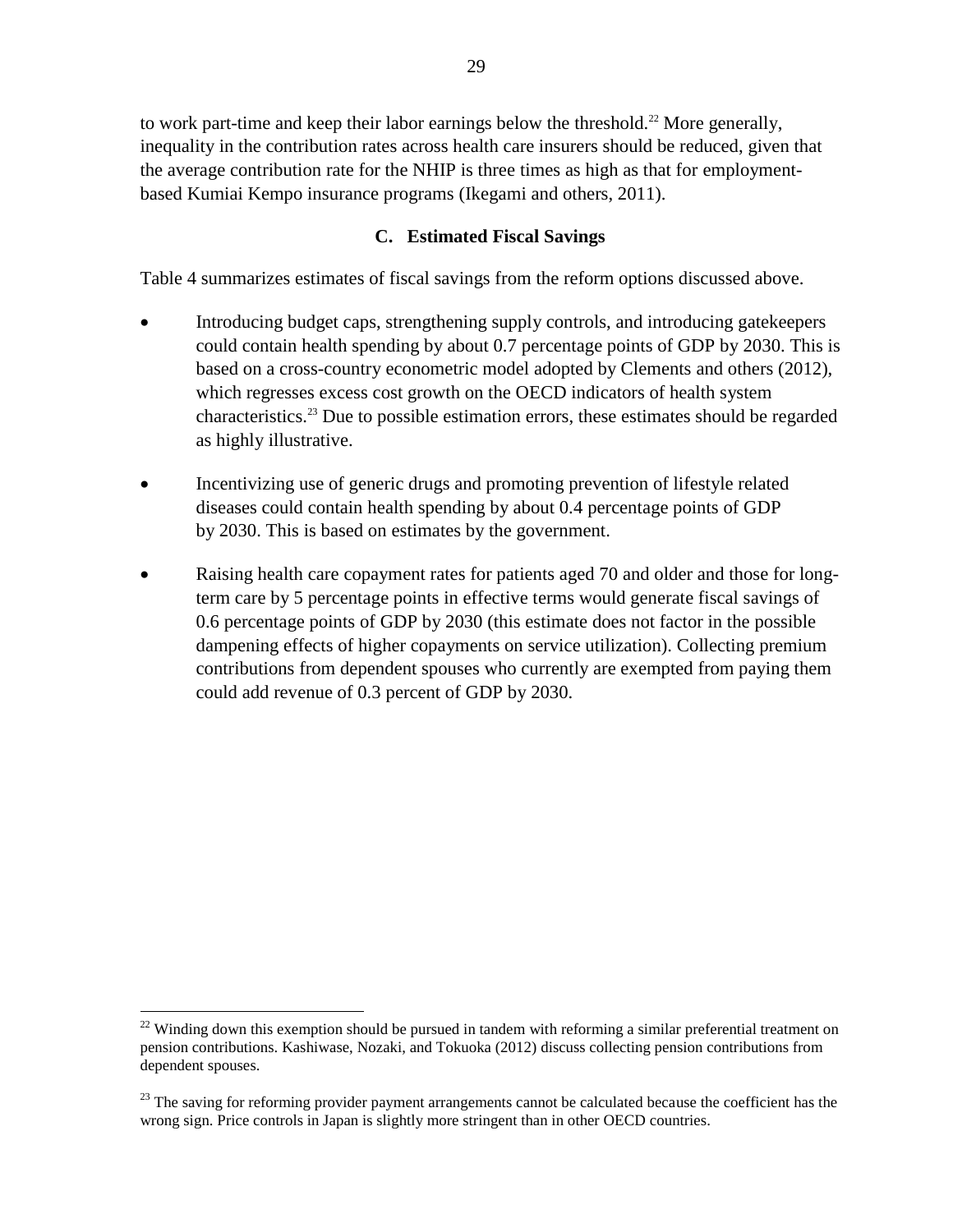to work part-time and keep their labor earnings below the threshold.[22] More generally, inequality in the contribution rates across health care insurers should be reduced, given that the average contribution rate for the NHIP is three times as high as that for employment-based Kumiai Kempo insurance programs (Ikegami and others, 2011).

### C. Estimated Fiscal Savings

Table 4 summarizes estimates of fiscal savings from the reform options discussed above.

- Introducing budget caps, strengthening supply controls, and introducing gatekeepers could contain health spending by about 0.7 percentage points of GDP by 2030. This is based on a cross-country econometric model adopted by Clements and others (2012), which regresses excess cost growth on the OECD indicators of health system characteristics.[23] Due to possible estimation errors, these estimates should be regarded as highly illustrative.
- Incentivizing use of generic drugs and promoting prevention of lifestyle related diseases could contain health spending by about 0.4 percentage points of GDP by 2030. This is based on estimates by the government.
- Raising health care copayment rates for patients aged 70 and older and those for long-term care by 5 percentage points in effective terms would generate fiscal savings of 0.6 percentage points of GDP by 2030 (this estimate does not factor in the possible dampening effects of higher copayments on service utilization). Collecting premium contributions from dependent spouses who currently are exempted from paying them could add revenue of 0.3 percent of GDP by 2030.

---

[22] Winding down this exemption should be pursued in tandem with reforming a similar preferential treatment on pension contributions. Kashiwase, Nozaki, and Tokuoka (2012) discuss collecting pension contributions from dependent spouses.

[23] The saving for reforming provider payment arrangements cannot be calculated because the coefficient has the wrong sign. Price controls in Japan is slightly more stringent than in other OECD countries.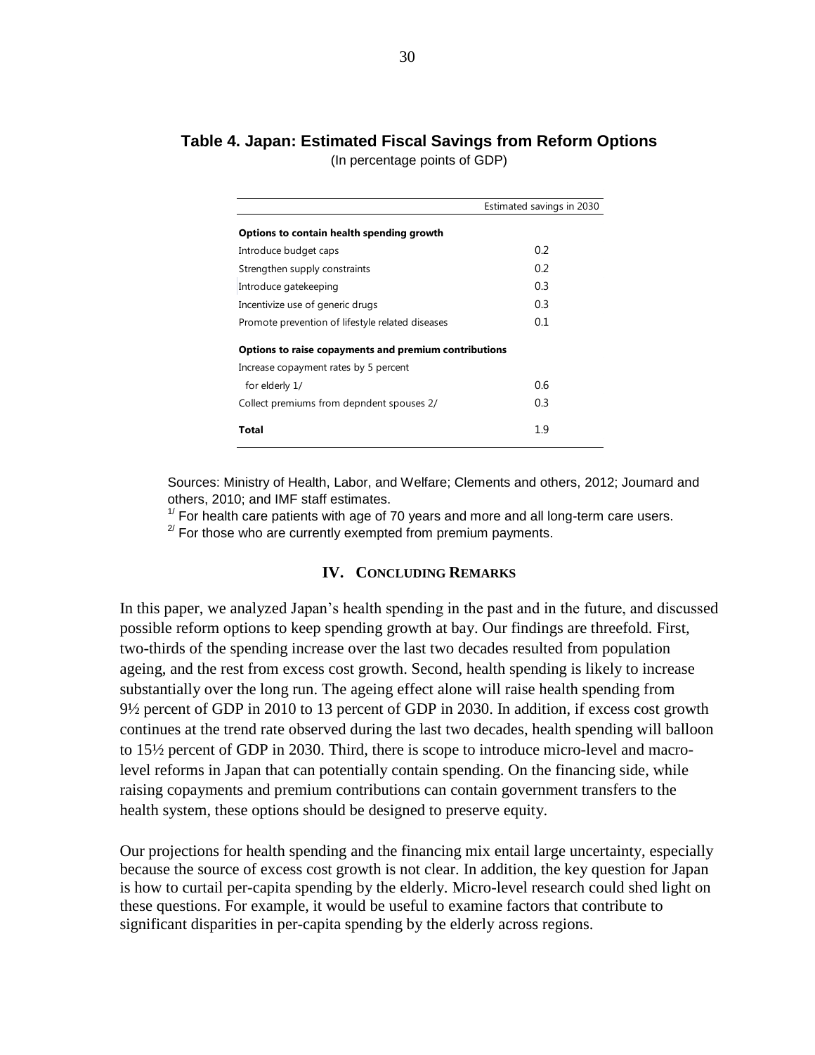**Table 4. Japan: Estimated Fiscal Savings from Reform Options**

(In percentage points of GDP)

| | Estimated savings in 2030 |
|---|---|
| **Options to contain health spending growth** | |
| Introduce budget caps | 0.2 |
| Strengthen supply constraints | 0.2 |
| Introduce gatekeeping | 0.3 |
| Incentivize use of generic drugs | 0.3 |
| Promote prevention of lifestyle related diseases | 0.1 |
| **Options to raise copayments and premium contributions** | |
| Increase copayment rates by 5 percent | |
| for elderly 1/ | 0.6 |
| Collect premiums from depndent spouses 2/ | 0.3 |
| **Total** | 1.9 |

Sources: Ministry of Health, Labor, and Welfare; Clements and others, 2012; Joumard and others, 2010; and IMF staff estimates.

1/ For health care patients with age of 70 years and more and all long-term care users.

2/ For those who are currently exempted from premium payments.

## IV. Concluding Remarks

In this paper, we analyzed Japan's health spending in the past and in the future, and discussed possible reform options to keep spending growth at bay. Our findings are threefold. First, two-thirds of the spending increase over the last two decades resulted from population ageing, and the rest from excess cost growth. Second, health spending is likely to increase substantially over the long run. The ageing effect alone will raise health spending from 9½ percent of GDP in 2010 to 13 percent of GDP in 2030. In addition, if excess cost growth continues at the trend rate observed during the last two decades, health spending will balloon to 15½ percent of GDP in 2030. Third, there is scope to introduce micro-level and macro-level reforms in Japan that can potentially contain spending. On the financing side, while raising copayments and premium contributions can contain government transfers to the health system, these options should be designed to preserve equity.

Our projections for health spending and the financing mix entail large uncertainty, especially because the source of excess cost growth is not clear. In addition, the key question for Japan is how to curtail per-capita spending by the elderly. Micro-level research could shed light on these questions. For example, it would be useful to examine factors that contribute to significant disparities in per-capita spending by the elderly across regions.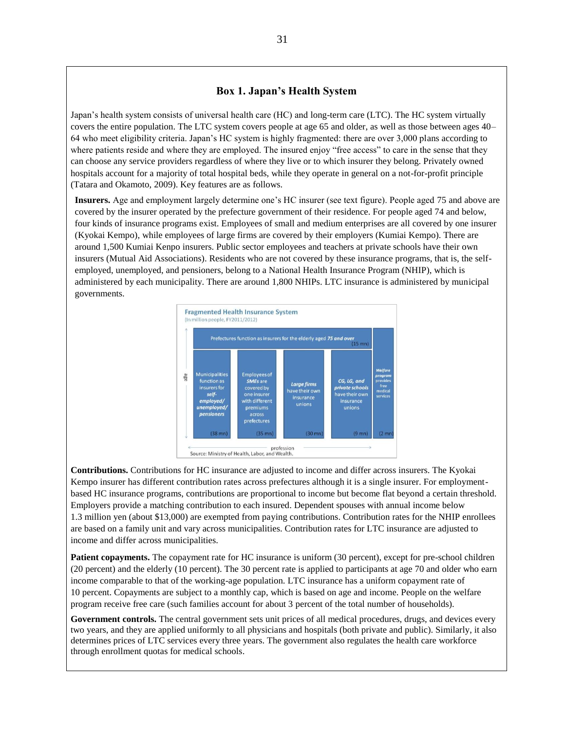### Box 1. Japan's Health System

Japan's health system consists of universal health care (HC) and long-term care (LTC). The HC system virtually covers the entire population. The LTC system covers people at age 65 and older, as well as those between ages 40–64 who meet eligibility criteria. Japan's HC system is highly fragmented: there are over 3,000 plans according to where patients reside and where they are employed. The insured enjoy "free access" to care in the sense that they can choose any service providers regardless of where they live or to which insurer they belong. Privately owned hospitals account for a majority of total hospital beds, while they operate in general on a not-for-profit principle (Tatara and Okamoto, 2009). Key features are as follows.

**Insurers.** Age and employment largely determine one's HC insurer (see text figure). People aged 75 and above are covered by the insurer operated by the prefecture government of their residence. For people aged 74 and below, four kinds of insurance programs exist. Employees of small and medium enterprises are all covered by one insurer (Kyokai Kempo), while employees of large firms are covered by their employers (Kumiai Kempo). There are around 1,500 Kumiai Kempo insurers. Public sector employees and teachers at private schools have their own insurers (Mutual Aid Associations). Residents who are not covered by these insurance programs, that is, the self-employed, unemployed, and pensioners, belong to a National Health Insurance Program (NHIP), which is administered by each municipality. There are around 1,800 NHIPs. LTC insurance is administered by municipal governments.

**Fragmented Health Insurance System**
(In million people, FY2011/2012)

Prefectures function as insurers for the elderly aged *75 and over* (15 mn)

| Municipalities function as insurers for ***self-employed/ unemployed/ pensioners*** | Employees of ***SMEs*** are covered by one insurer with different premiums across prefectures | ***Large firms*** have their own insurance unions | ***CG, LG, and private schools*** have their own insurance unions | ***Welfare program*** provides free medical services |
| --- | --- | --- | --- | --- |
| (38 mn) | (35 mn) | (30 mn) | (9 mn) | (2 mn) |

Vertical axis: age; horizontal axis: profession

Source: Ministry of Health, Labor, and Wealth.

**Contributions.** Contributions for HC insurance are adjusted to income and differ across insurers. The Kyokai Kempo insurer has different contribution rates across prefectures although it is a single insurer. For employment-based HC insurance programs, contributions are proportional to income but become flat beyond a certain threshold. Employers provide a matching contribution to each insured. Dependent spouses with annual income below 1.3 million yen (about $13,000) are exempted from paying contributions. Contribution rates for the NHIP enrollees are based on a family unit and vary across municipalities. Contribution rates for LTC insurance are adjusted to income and differ across municipalities.

**Patient copayments.** The copayment rate for HC insurance is uniform (30 percent), except for pre-school children (20 percent) and the elderly (10 percent). The 30 percent rate is applied to participants at age 70 and older who earn income comparable to that of the working-age population. LTC insurance has a uniform copayment rate of 10 percent. Copayments are subject to a monthly cap, which is based on age and income. People on the welfare program receive free care (such families account for about 3 percent of the total number of households).

**Government controls.** The central government sets unit prices of all medical procedures, drugs, and devices every two years, and they are applied uniformly to all physicians and hospitals (both private and public). Similarly, it also determines prices of LTC services every three years. The government also regulates the health care workforce through enrollment quotas for medical schools.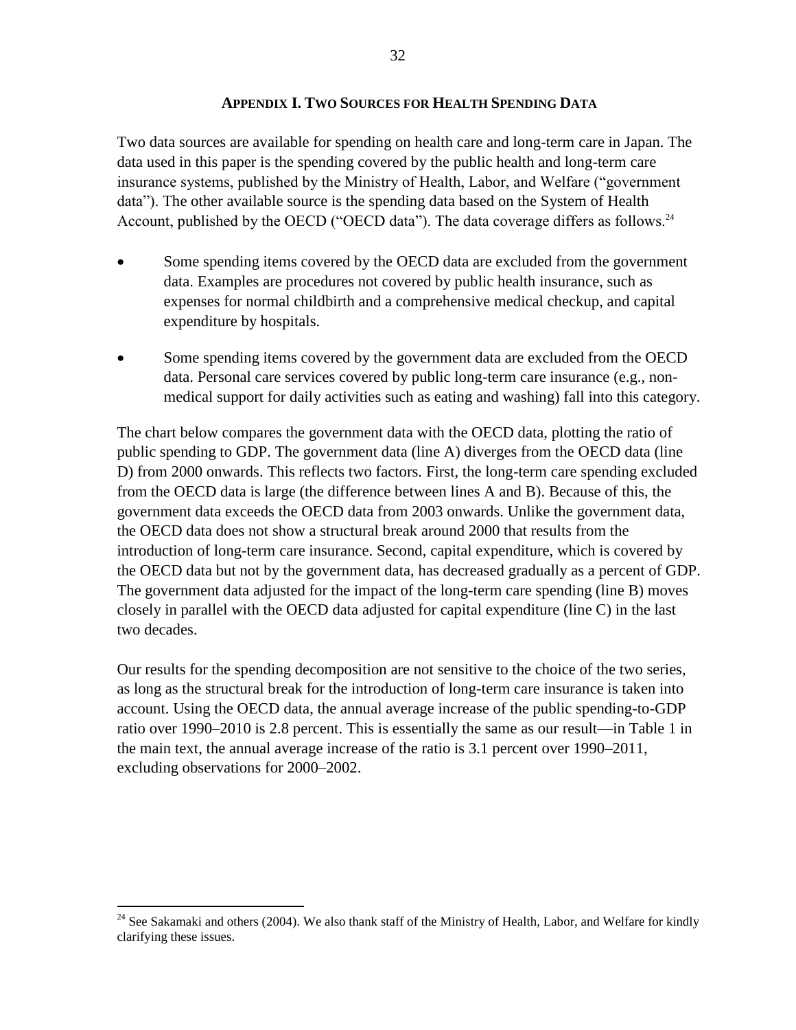## APPENDIX I. TWO SOURCES FOR HEALTH SPENDING DATA

Two data sources are available for spending on health care and long-term care in Japan. The data used in this paper is the spending covered by the public health and long-term care insurance systems, published by the Ministry of Health, Labor, and Welfare ("government data"). The other available source is the spending data based on the System of Health Account, published by the OECD ("OECD data"). The data coverage differs as follows.[24]

- Some spending items covered by the OECD data are excluded from the government data. Examples are procedures not covered by public health insurance, such as expenses for normal childbirth and a comprehensive medical checkup, and capital expenditure by hospitals.
- Some spending items covered by the government data are excluded from the OECD data. Personal care services covered by public long-term care insurance (e.g., non-medical support for daily activities such as eating and washing) fall into this category.

The chart below compares the government data with the OECD data, plotting the ratio of public spending to GDP. The government data (line A) diverges from the OECD data (line D) from 2000 onwards. This reflects two factors. First, the long-term care spending excluded from the OECD data is large (the difference between lines A and B). Because of this, the government data exceeds the OECD data from 2003 onwards. Unlike the government data, the OECD data does not show a structural break around 2000 that results from the introduction of long-term care insurance. Second, capital expenditure, which is covered by the OECD data but not by the government data, has decreased gradually as a percent of GDP. The government data adjusted for the impact of the long-term care spending (line B) moves closely in parallel with the OECD data adjusted for capital expenditure (line C) in the last two decades.

Our results for the spending decomposition are not sensitive to the choice of the two series, as long as the structural break for the introduction of long-term care insurance is taken into account. Using the OECD data, the annual average increase of the public spending-to-GDP ratio over 1990–2010 is 2.8 percent. This is essentially the same as our result—in Table 1 in the main text, the annual average increase of the ratio is 3.1 percent over 1990–2011, excluding observations for 2000–2002.

[24] See Sakamaki and others (2004). We also thank staff of the Ministry of Health, Labor, and Welfare for kindly clarifying these issues.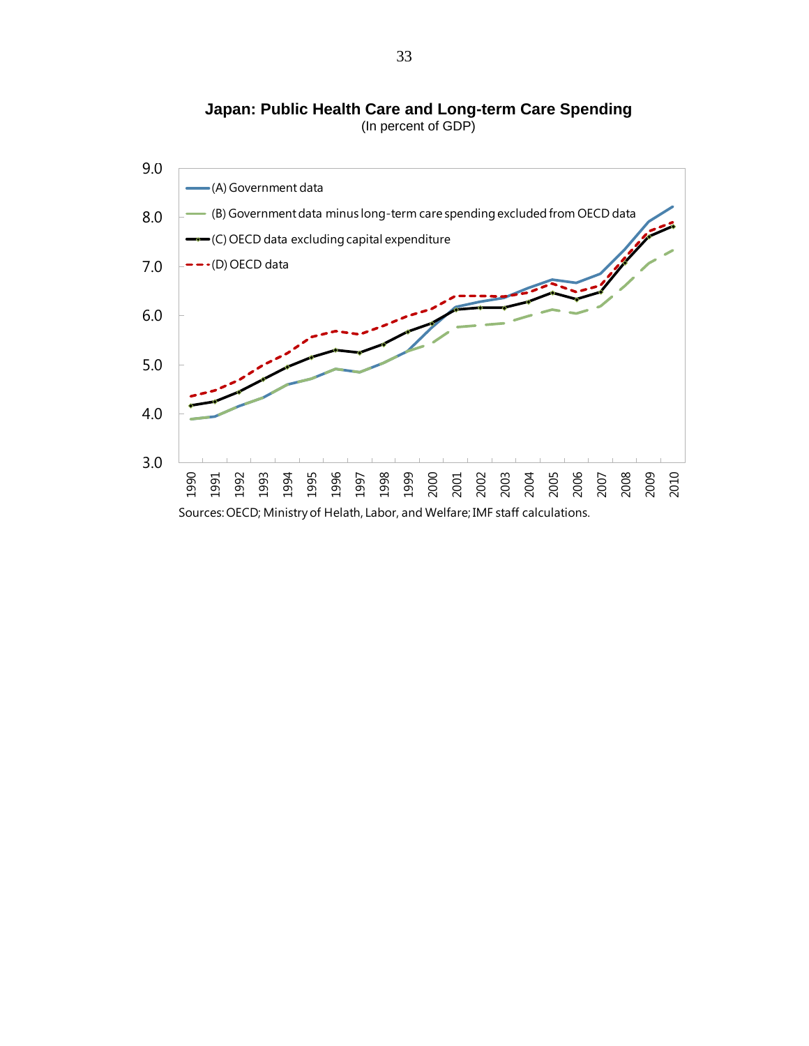**Japan: Public Health Care and Long-term Care Spending**
(In percent of GDP)

(A) Government data
(B) Government data minus long-term care spending excluded from OECD data
(C) OECD data excluding capital expenditure
(D) OECD data

Sources: OECD; Ministry of Helath, Labor, and Welfare; IMF staff calculations.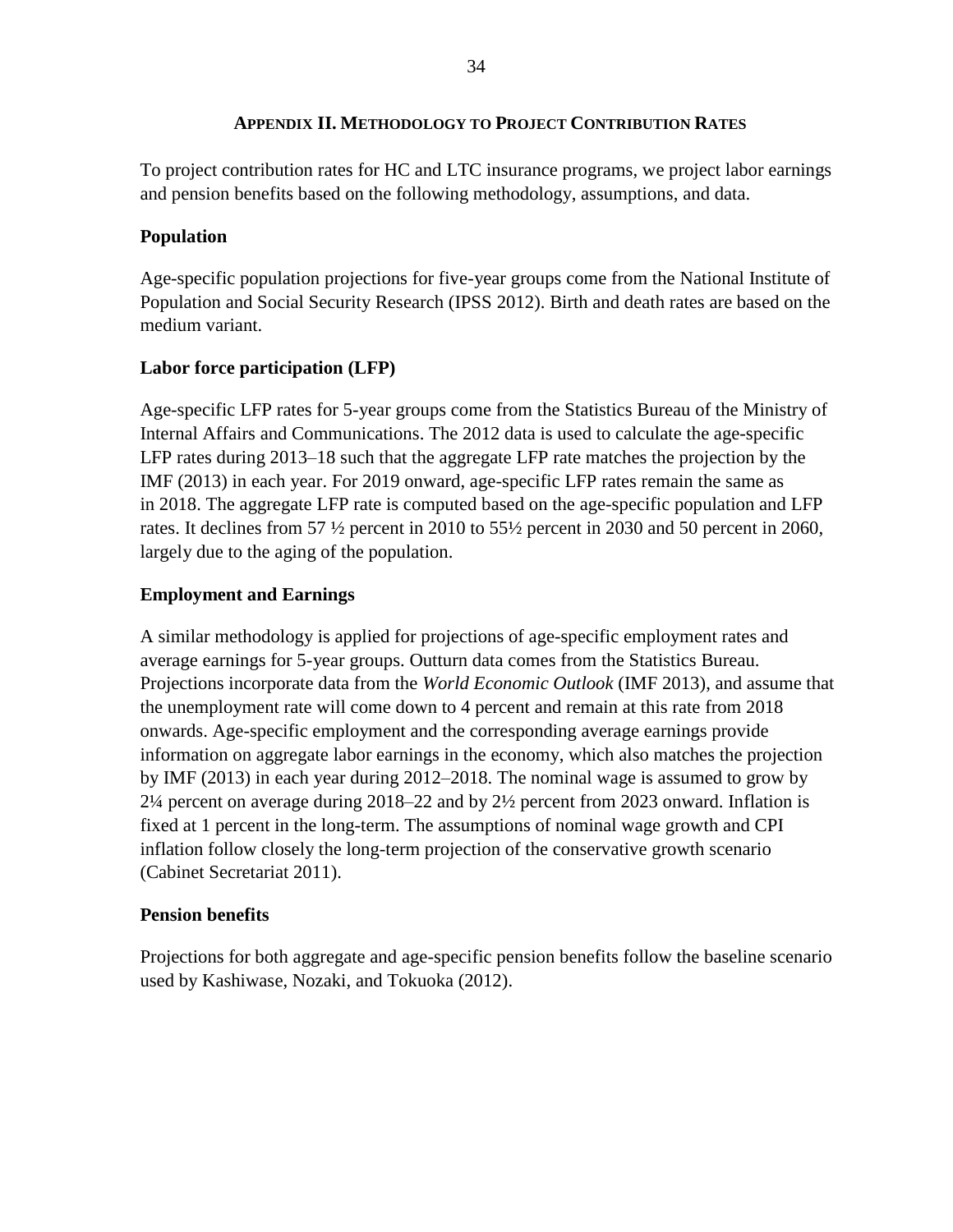## Appendix II. Methodology to Project Contribution Rates

To project contribution rates for HC and LTC insurance programs, we project labor earnings and pension benefits based on the following methodology, assumptions, and data.

### Population

Age-specific population projections for five-year groups come from the National Institute of Population and Social Security Research (IPSS 2012). Birth and death rates are based on the medium variant.

### Labor force participation (LFP)

Age-specific LFP rates for 5-year groups come from the Statistics Bureau of the Ministry of Internal Affairs and Communications. The 2012 data is used to calculate the age-specific LFP rates during 2013–18 such that the aggregate LFP rate matches the projection by the IMF (2013) in each year. For 2019 onward, age-specific LFP rates remain the same as in 2018. The aggregate LFP rate is computed based on the age-specific population and LFP rates. It declines from 57 ½ percent in 2010 to 55½ percent in 2030 and 50 percent in 2060, largely due to the aging of the population.

### Employment and Earnings

A similar methodology is applied for projections of age-specific employment rates and average earnings for 5-year groups. Outturn data comes from the Statistics Bureau. Projections incorporate data from the *World Economic Outlook* (IMF 2013), and assume that the unemployment rate will come down to 4 percent and remain at this rate from 2018 onwards. Age-specific employment and the corresponding average earnings provide information on aggregate labor earnings in the economy, which also matches the projection by IMF (2013) in each year during 2012–2018. The nominal wage is assumed to grow by 2¼ percent on average during 2018–22 and by 2½ percent from 2023 onward. Inflation is fixed at 1 percent in the long-term. The assumptions of nominal wage growth and CPI inflation follow closely the long-term projection of the conservative growth scenario (Cabinet Secretariat 2011).

### Pension benefits

Projections for both aggregate and age-specific pension benefits follow the baseline scenario used by Kashiwase, Nozaki, and Tokuoka (2012).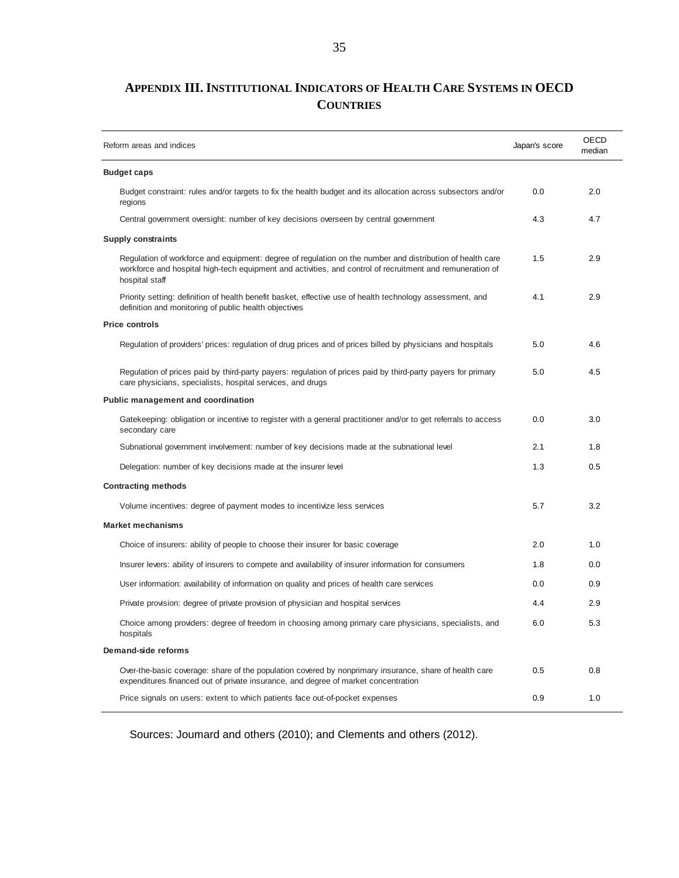## Appendix III. Institutional Indicators of Health Care Systems in OECD Countries

| Reform areas and indices | Japan's score | OECD median |
|---|---|---|
| **Budget caps** | | |
| Budget constraint: rules and/or targets to fix the health budget and its allocation across subsectors and/or regions | 0.0 | 2.0 |
| Central government oversight: number of key decisions overseen by central government | 4.3 | 4.7 |
| **Supply constraints** | | |
| Regulation of workforce and equipment: degree of regulation on the number and distribution of health care workforce and hospital high-tech equipment and activities, and control of recruitment and remuneration of hospital staff | 1.5 | 2.9 |
| Priority setting: definition of health benefit basket, effective use of health technology assessment, and definition and monitoring of public health objectives | 4.1 | 2.9 |
| **Price controls** | | |
| Regulation of providers' prices: regulation of drug prices and of prices billed by physicians and hospitals | 5.0 | 4.6 |
| Regulation of prices paid by third-party payers: regulation of prices paid by third-party payers for primary care physicians, specialists, hospital services, and drugs | 5.0 | 4.5 |
| **Public management and coordination** | | |
| Gatekeeping: obligation or incentive to register with a general practitioner and/or to get referrals to access secondary care | 0.0 | 3.0 |
| Subnational government involvement: number of key decisions made at the subnational level | 2.1 | 1.8 |
| Delegation: number of key decisions made at the insurer level | 1.3 | 0.5 |
| **Contracting methods** | | |
| Volume incentives: degree of payment modes to incentivize less services | 5.7 | 3.2 |
| **Market mechanisms** | | |
| Choice of insurers: ability of people to choose their insurer for basic coverage | 2.0 | 1.0 |
| Insurer levers: ability of insurers to compete and availability of insurer information for consumers | 1.8 | 0.0 |
| User information: availability of information on quality and prices of health care services | 0.0 | 0.9 |
| Private provision: degree of private provision of physician and hospital services | 4.4 | 2.9 |
| Choice among providers: degree of freedom in choosing among primary care physicians, specialists, and hospitals | 6.0 | 5.3 |
| **Demand-side reforms** | | |
| Over-the-basic coverage: share of the population covered by nonprimary insurance, share of health care expenditures financed out of private insurance, and degree of market concentration | 0.5 | 0.8 |
| Price signals on users: extent to which patients face out-of-pocket expenses | 0.9 | 1.0 |

Sources: Joumard and others (2010); and Clements and others (2012).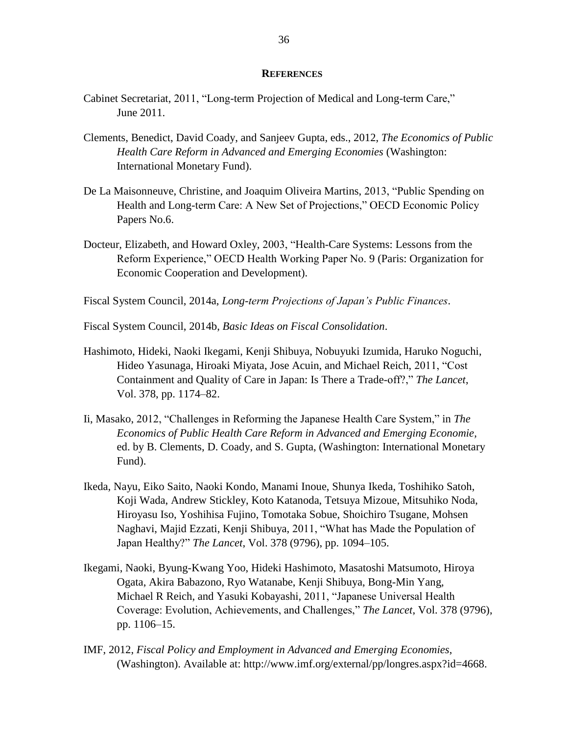## REFERENCES

Cabinet Secretariat, 2011, "Long-term Projection of Medical and Long-term Care," June 2011.

Clements, Benedict, David Coady, and Sanjeev Gupta, eds., 2012, *The Economics of Public Health Care Reform in Advanced and Emerging Economies* (Washington: International Monetary Fund).

De La Maisonneuve, Christine, and Joaquim Oliveira Martins, 2013, "Public Spending on Health and Long-term Care: A New Set of Projections," OECD Economic Policy Papers No.6.

Docteur, Elizabeth, and Howard Oxley, 2003, "Health-Care Systems: Lessons from the Reform Experience," OECD Health Working Paper No. 9 (Paris: Organization for Economic Cooperation and Development).

Fiscal System Council, 2014a, *Long-term Projections of Japan's Public Finances*.

Fiscal System Council, 2014b, *Basic Ideas on Fiscal Consolidation*.

Hashimoto, Hideki, Naoki Ikegami, Kenji Shibuya, Nobuyuki Izumida, Haruko Noguchi, Hideo Yasunaga, Hiroaki Miyata, Jose Acuin, and Michael Reich, 2011, "Cost Containment and Quality of Care in Japan: Is There a Trade-off?," *The Lancet*, Vol. 378, pp. 1174–82.

Ii, Masako, 2012, "Challenges in Reforming the Japanese Health Care System," in *The Economics of Public Health Care Reform in Advanced and Emerging Economie,* ed. by B. Clements, D. Coady, and S. Gupta, (Washington: International Monetary Fund).

Ikeda, Nayu, Eiko Saito, Naoki Kondo, Manami Inoue, Shunya Ikeda, Toshihiko Satoh, Koji Wada, Andrew Stickley, Koto Katanoda, Tetsuya Mizoue, Mitsuhiko Noda, Hiroyasu Iso, Yoshihisa Fujino, Tomotaka Sobue, Shoichiro Tsugane, Mohsen Naghavi, Majid Ezzati, Kenji Shibuya, 2011, "What has Made the Population of Japan Healthy?" *The Lancet*, Vol. 378 (9796), pp. 1094–105.

Ikegami, Naoki, Byung-Kwang Yoo, Hideki Hashimoto, Masatoshi Matsumoto, Hiroya Ogata, Akira Babazono, Ryo Watanabe, Kenji Shibuya, Bong-Min Yang, Michael R Reich, and Yasuki Kobayashi, 2011, "Japanese Universal Health Coverage: Evolution, Achievements, and Challenges," *The Lancet*, Vol. 378 (9796), pp. 1106–15.

IMF, 2012, *Fiscal Policy and Employment in Advanced and Emerging Economies*, (Washington). Available at: http://www.imf.org/external/pp/longres.aspx?id=4668.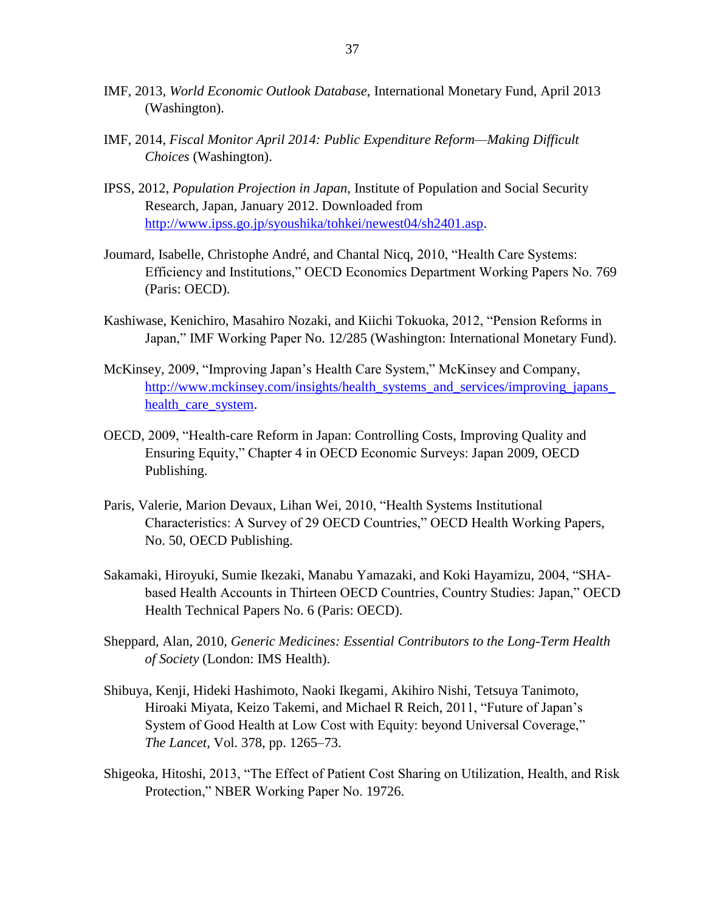IMF, 2013, *World Economic Outlook Database*, International Monetary Fund, April 2013 (Washington).

IMF, 2014, *Fiscal Monitor April 2014: Public Expenditure Reform—Making Difficult Choices* (Washington).

IPSS, 2012, *Population Projection in Japan*, Institute of Population and Social Security Research, Japan, January 2012. Downloaded from http://www.ipss.go.jp/syoushika/tohkei/newest04/sh2401.asp.

Joumard, Isabelle, Christophe André, and Chantal Nicq, 2010, "Health Care Systems: Efficiency and Institutions," OECD Economics Department Working Papers No. 769 (Paris: OECD).

Kashiwase, Kenichiro, Masahiro Nozaki, and Kiichi Tokuoka, 2012, "Pension Reforms in Japan," IMF Working Paper No. 12/285 (Washington: International Monetary Fund).

McKinsey, 2009, "Improving Japan's Health Care System," McKinsey and Company, http://www.mckinsey.com/insights/health_systems_and_services/improving_japans_health_care_system.

OECD, 2009, "Health-care Reform in Japan: Controlling Costs, Improving Quality and Ensuring Equity," Chapter 4 in OECD Economic Surveys: Japan 2009, OECD Publishing.

Paris, Valerie, Marion Devaux, Lihan Wei, 2010, "Health Systems Institutional Characteristics: A Survey of 29 OECD Countries," OECD Health Working Papers, No. 50, OECD Publishing.

Sakamaki, Hiroyuki, Sumie Ikezaki, Manabu Yamazaki, and Koki Hayamizu, 2004, "SHA-based Health Accounts in Thirteen OECD Countries, Country Studies: Japan," OECD Health Technical Papers No. 6 (Paris: OECD).

Sheppard, Alan, 2010, *Generic Medicines: Essential Contributors to the Long-Term Health of Society* (London: IMS Health).

Shibuya, Kenji, Hideki Hashimoto, Naoki Ikegami, Akihiro Nishi, Tetsuya Tanimoto, Hiroaki Miyata, Keizo Takemi, and Michael R Reich, 2011, "Future of Japan's System of Good Health at Low Cost with Equity: beyond Universal Coverage," *The Lancet*, Vol. 378, pp. 1265–73.

Shigeoka, Hitoshi, 2013, "The Effect of Patient Cost Sharing on Utilization, Health, and Risk Protection," NBER Working Paper No. 19726.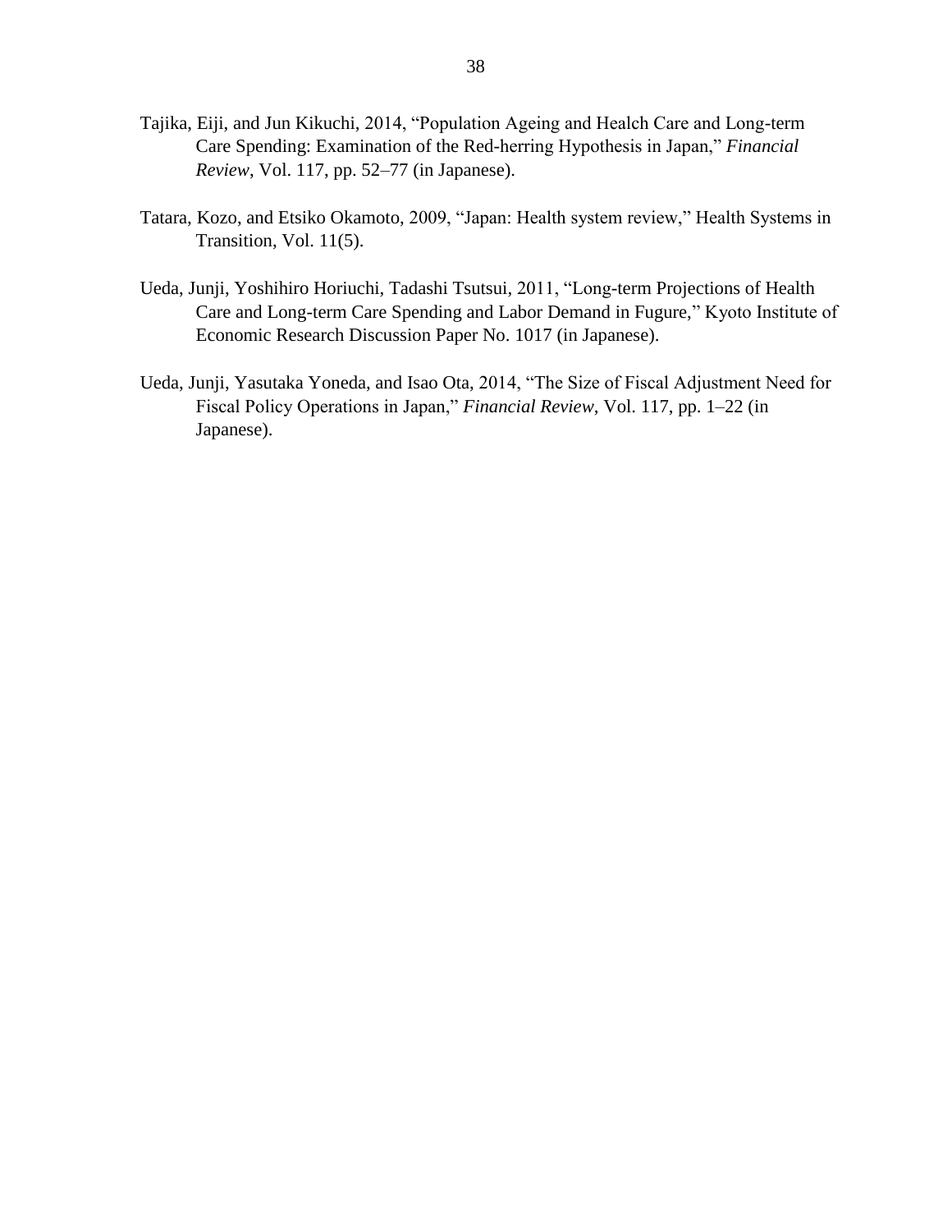Tajika, Eiji, and Jun Kikuchi, 2014, “Population Ageing and Healch Care and Long-term Care Spending: Examination of the Red-herring Hypothesis in Japan,” *Financial Review*, Vol. 117, pp. 52–77 (in Japanese).

Tatara, Kozo, and Etsiko Okamoto, 2009, “Japan: Health system review,” Health Systems in Transition, Vol. 11(5).

Ueda, Junji, Yoshihiro Horiuchi, Tadashi Tsutsui, 2011, “Long-term Projections of Health Care and Long-term Care Spending and Labor Demand in Fugure,” Kyoto Institute of Economic Research Discussion Paper No. 1017 (in Japanese).

Ueda, Junji, Yasutaka Yoneda, and Isao Ota, 2014, “The Size of Fiscal Adjustment Need for Fiscal Policy Operations in Japan,” *Financial Review*, Vol. 117, pp. 1–22 (in Japanese).